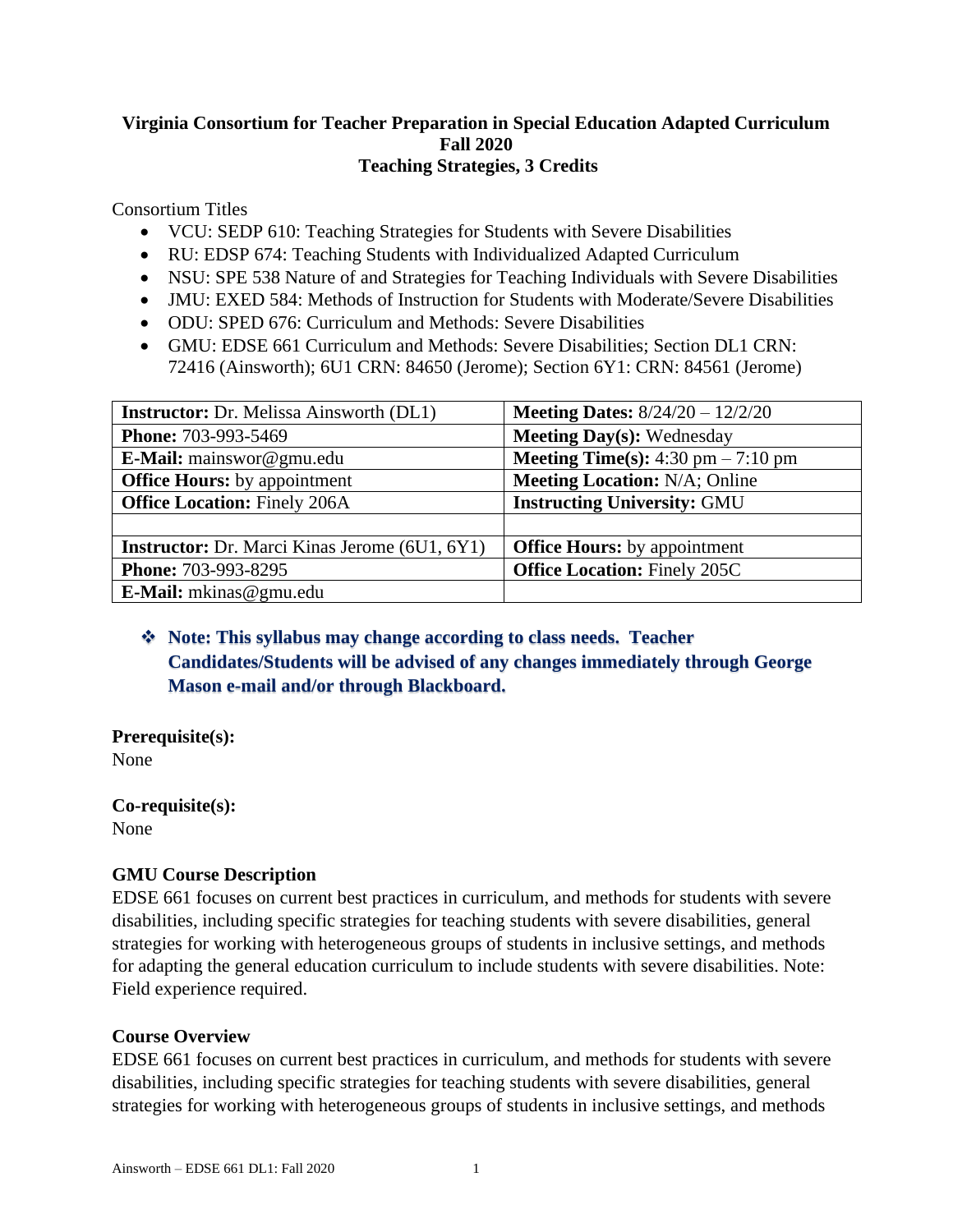**Virginia Consortium for Teacher Preparation in Special Education Adapted Curriculum**
**Fall 2020**
**Teaching Strategies, 3 Credits**

Consortium Titles

- VCU: SEDP 610: Teaching Strategies for Students with Severe Disabilities
- RU: EDSP 674: Teaching Students with Individualized Adapted Curriculum
- NSU: SPE 538 Nature of and Strategies for Teaching Individuals with Severe Disabilities
- JMU: EXED 584: Methods of Instruction for Students with Moderate/Severe Disabilities
- ODU: SPED 676: Curriculum and Methods: Severe Disabilities
- GMU: EDSE 661 Curriculum and Methods: Severe Disabilities; Section DL1 CRN: 72416 (Ainsworth); 6U1 CRN: 84650 (Jerome); Section 6Y1: CRN: 84561 (Jerome)

| **Instructor:** Dr. Melissa Ainsworth (DL1) | **Meeting Dates:** 8/24/20 – 12/2/20 |
|---|---|
| **Phone:** 703-993-5469 | **Meeting Day(s):** Wednesday |
| **E-Mail:** mainswor@gmu.edu | **Meeting Time(s):** 4:30 pm – 7:10 pm |
| **Office Hours:** by appointment | **Meeting Location:** N/A; Online |
| **Office Location:** Finely 206A | **Instructing University:** GMU |
| | |
| **Instructor:** Dr. Marci Kinas Jerome (6U1, 6Y1) | **Office Hours:** by appointment |
| **Phone:** 703-993-8295 | **Office Location:** Finely 205C |
| **E-Mail:** mkinas@gmu.edu | |

- **Note: This syllabus may change according to class needs. Teacher Candidates/Students will be advised of any changes immediately through George Mason e-mail and/or through Blackboard.**

**Prerequisite(s):**
None

**Co-requisite(s):**
None

**GMU Course Description**

EDSE 661 focuses on current best practices in curriculum, and methods for students with severe disabilities, including specific strategies for teaching students with severe disabilities, general strategies for working with heterogeneous groups of students in inclusive settings, and methods for adapting the general education curriculum to include students with severe disabilities. Note: Field experience required.

**Course Overview**

EDSE 661 focuses on current best practices in curriculum, and methods for students with severe disabilities, including specific strategies for teaching students with severe disabilities, general strategies for working with heterogeneous groups of students in inclusive settings, and methods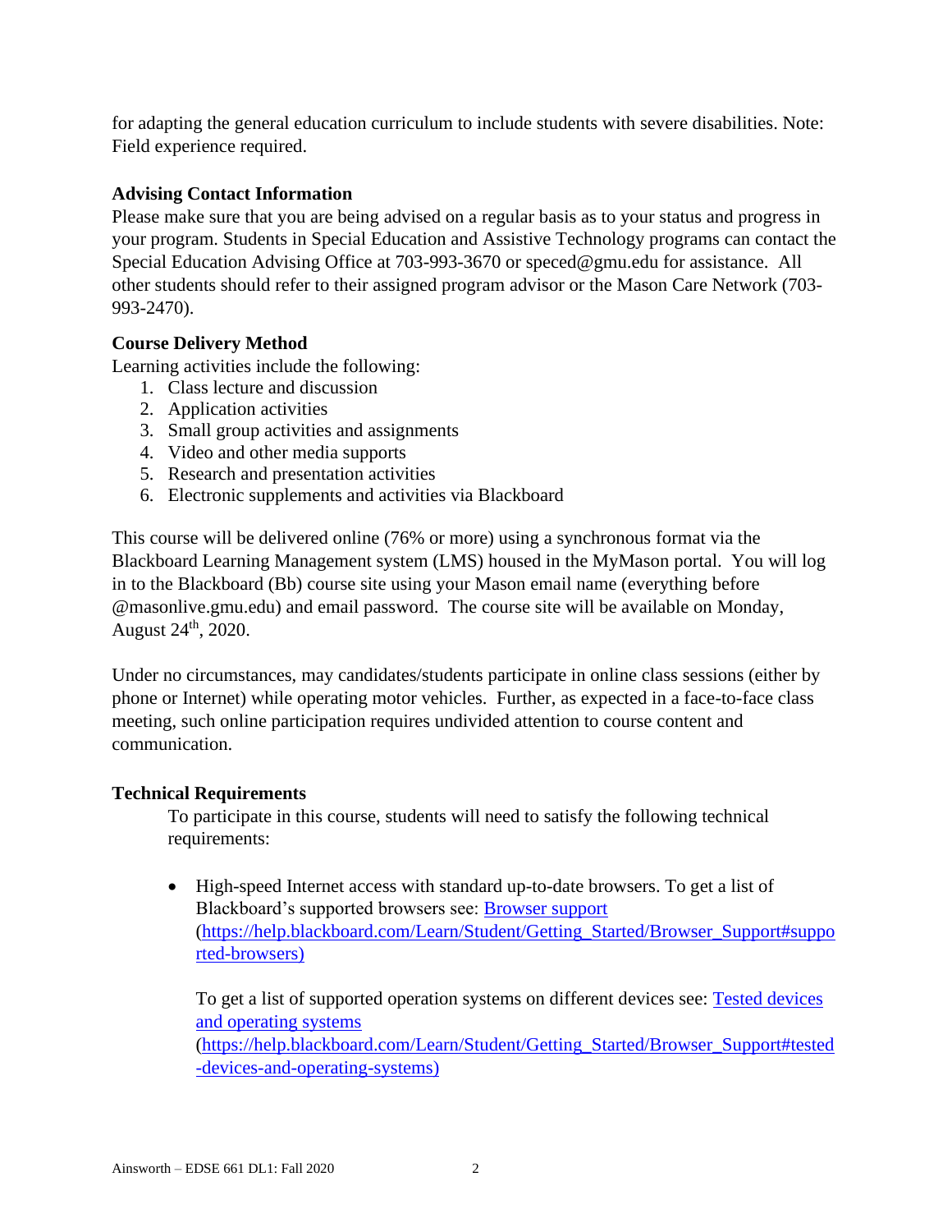for adapting the general education curriculum to include students with severe disabilities. Note: Field experience required.

### Advising Contact Information

Please make sure that you are being advised on a regular basis as to your status and progress in your program. Students in Special Education and Assistive Technology programs can contact the Special Education Advising Office at 703-993-3670 or speced@gmu.edu for assistance. All other students should refer to their assigned program advisor or the Mason Care Network (703-993-2470).

### Course Delivery Method

Learning activities include the following:

1. Class lecture and discussion
2. Application activities
3. Small group activities and assignments
4. Video and other media supports
5. Research and presentation activities
6. Electronic supplements and activities via Blackboard

This course will be delivered online (76% or more) using a synchronous format via the Blackboard Learning Management system (LMS) housed in the MyMason portal. You will log in to the Blackboard (Bb) course site using your Mason email name (everything before @masonlive.gmu.edu) and email password. The course site will be available on Monday, August 24th, 2020.

Under no circumstances, may candidates/students participate in online class sessions (either by phone or Internet) while operating motor vehicles. Further, as expected in a face-to-face class meeting, such online participation requires undivided attention to course content and communication.

### Technical Requirements

To participate in this course, students will need to satisfy the following technical requirements:

- High-speed Internet access with standard up-to-date browsers. To get a list of Blackboard's supported browsers see: [Browser support (https://help.blackboard.com/Learn/Student/Getting_Started/Browser_Support#supported-browsers)](https://help.blackboard.com/Learn/Student/Getting_Started/Browser_Support#supported-browsers)

  To get a list of supported operation systems on different devices see: [Tested devices and operating systems (https://help.blackboard.com/Learn/Student/Getting_Started/Browser_Support#tested-devices-and-operating-systems)](https://help.blackboard.com/Learn/Student/Getting_Started/Browser_Support#tested-devices-and-operating-systems)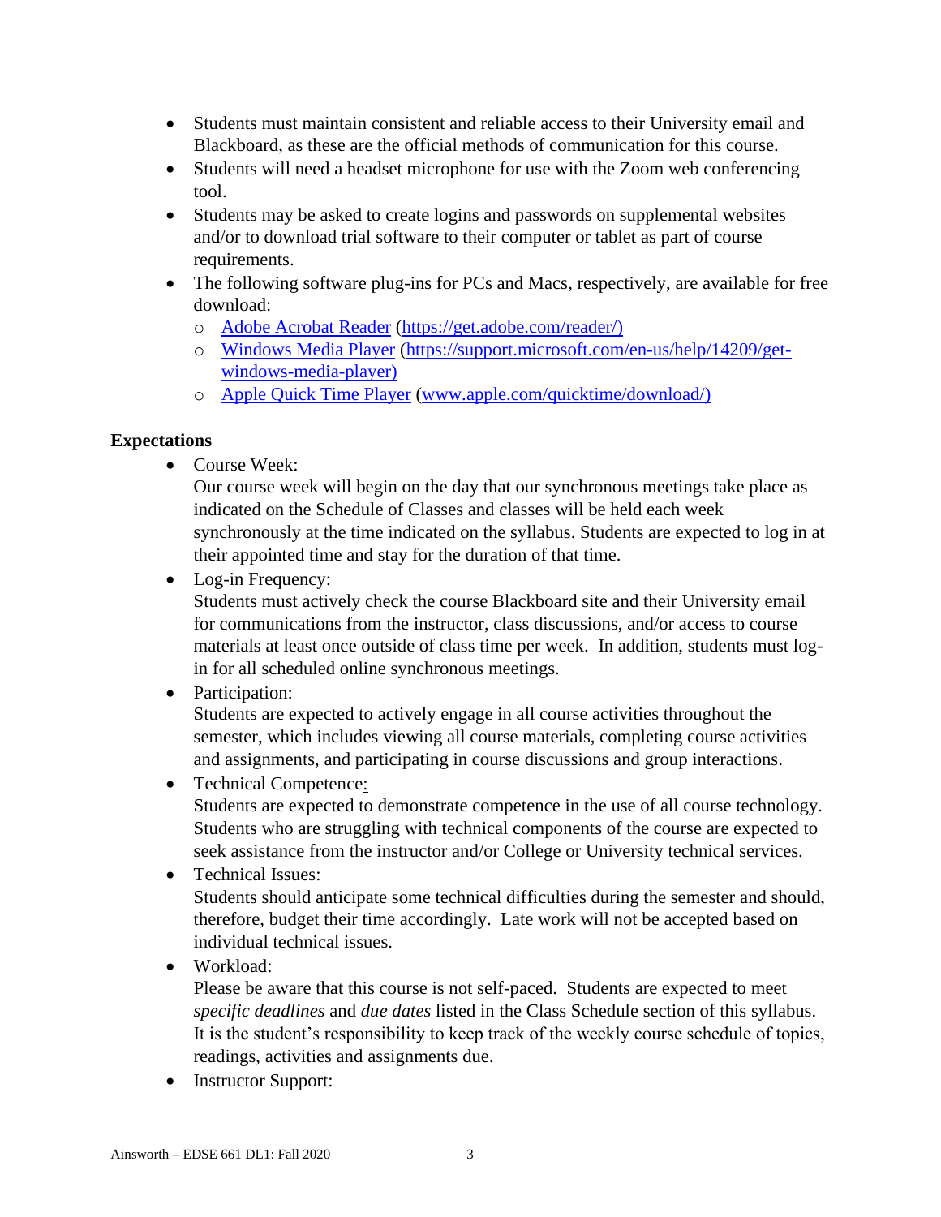- Students must maintain consistent and reliable access to their University email and Blackboard, as these are the official methods of communication for this course.
- Students will need a headset microphone for use with the Zoom web conferencing tool.
- Students may be asked to create logins and passwords on supplemental websites and/or to download trial software to their computer or tablet as part of course requirements.
- The following software plug-ins for PCs and Macs, respectively, are available for free download:
  - [Adobe Acrobat Reader](https://get.adobe.com/reader/) (https://get.adobe.com/reader/)
  - [Windows Media Player](https://support.microsoft.com/en-us/help/14209/get-windows-media-player) (https://support.microsoft.com/en-us/help/14209/get-windows-media-player)
  - [Apple Quick Time Player](www.apple.com/quicktime/download/) (www.apple.com/quicktime/download/)

**Expectations**

- Course Week:
  Our course week will begin on the day that our synchronous meetings take place as indicated on the Schedule of Classes and classes will be held each week synchronously at the time indicated on the syllabus. Students are expected to log in at their appointed time and stay for the duration of that time.
- Log-in Frequency:
  Students must actively check the course Blackboard site and their University email for communications from the instructor, class discussions, and/or access to course materials at least once outside of class time per week. In addition, students must log-in for all scheduled online synchronous meetings.
- Participation:
  Students are expected to actively engage in all course activities throughout the semester, which includes viewing all course materials, completing course activities and assignments, and participating in course discussions and group interactions.
- Technical Competence:
  Students are expected to demonstrate competence in the use of all course technology. Students who are struggling with technical components of the course are expected to seek assistance from the instructor and/or College or University technical services.
- Technical Issues:
  Students should anticipate some technical difficulties during the semester and should, therefore, budget their time accordingly. Late work will not be accepted based on individual technical issues.
- Workload:
  Please be aware that this course is not self-paced. Students are expected to meet *specific deadlines* and *due dates* listed in the Class Schedule section of this syllabus. It is the student's responsibility to keep track of the weekly course schedule of topics, readings, activities and assignments due.
- Instructor Support: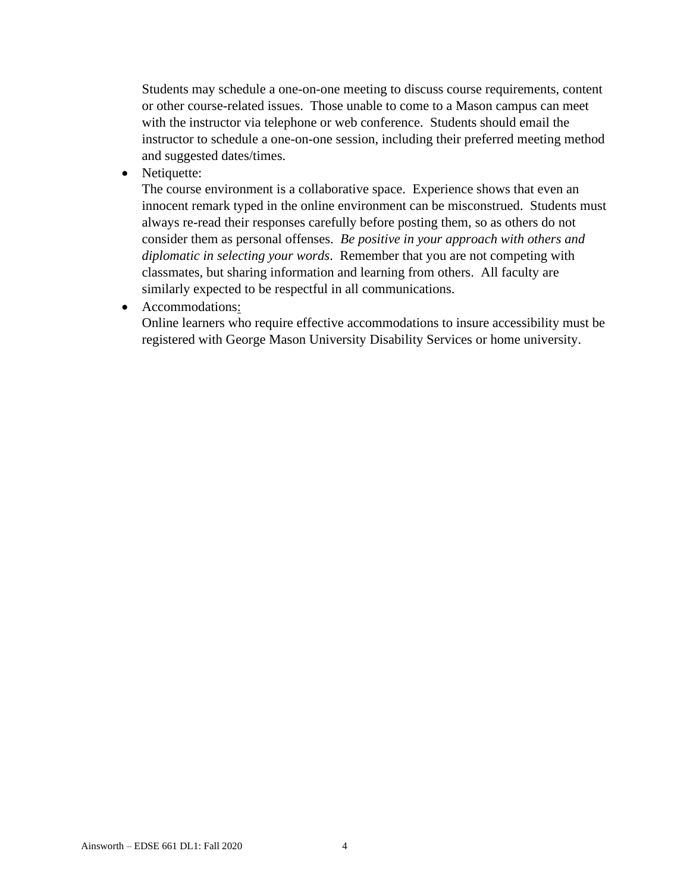Students may schedule a one-on-one meeting to discuss course requirements, content or other course-related issues. Those unable to come to a Mason campus can meet with the instructor via telephone or web conference. Students should email the instructor to schedule a one-on-one session, including their preferred meeting method and suggested dates/times.

- Netiquette:
  The course environment is a collaborative space. Experience shows that even an innocent remark typed in the online environment can be misconstrued. Students must always re-read their responses carefully before posting them, so as others do not consider them as personal offenses. *Be positive in your approach with others and diplomatic in selecting your words*. Remember that you are not competing with classmates, but sharing information and learning from others. All faculty are similarly expected to be respectful in all communications.
- Accommodations:
  Online learners who require effective accommodations to insure accessibility must be registered with George Mason University Disability Services or home university.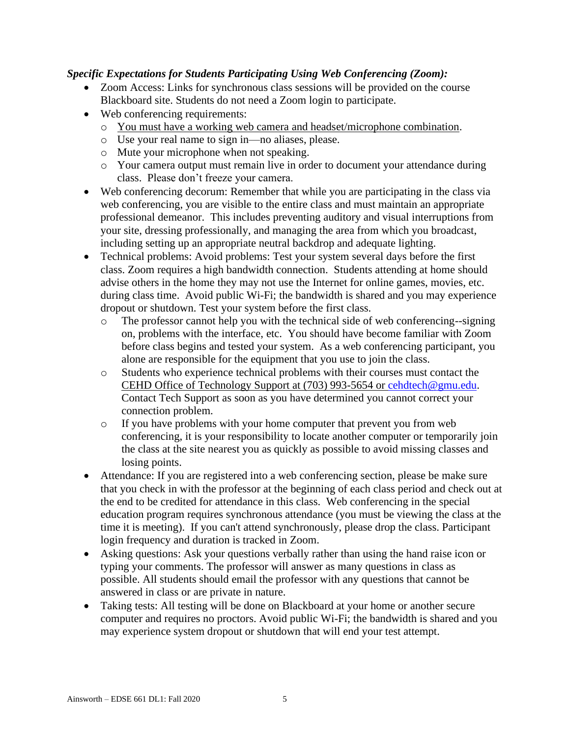***Specific Expectations for Students Participating Using Web Conferencing (Zoom):***

- Zoom Access: Links for synchronous class sessions will be provided on the course Blackboard site. Students do not need a Zoom login to participate.
- Web conferencing requirements:
  - You must have a working web camera and headset/microphone combination.
  - Use your real name to sign in—no aliases, please.
  - Mute your microphone when not speaking.
  - Your camera output must remain live in order to document your attendance during class. Please don't freeze your camera.
- Web conferencing decorum: Remember that while you are participating in the class via web conferencing, you are visible to the entire class and must maintain an appropriate professional demeanor. This includes preventing auditory and visual interruptions from your site, dressing professionally, and managing the area from which you broadcast, including setting up an appropriate neutral backdrop and adequate lighting.
- Technical problems: Avoid problems: Test your system several days before the first class. Zoom requires a high bandwidth connection. Students attending at home should advise others in the home they may not use the Internet for online games, movies, etc. during class time. Avoid public Wi-Fi; the bandwidth is shared and you may experience dropout or shutdown. Test your system before the first class.
  - The professor cannot help you with the technical side of web conferencing--signing on, problems with the interface, etc. You should have become familiar with Zoom before class begins and tested your system. As a web conferencing participant, you alone are responsible for the equipment that you use to join the class.
  - Students who experience technical problems with their courses must contact the CEHD Office of Technology Support at (703) 993-5654 or cehdtech@gmu.edu. Contact Tech Support as soon as you have determined you cannot correct your connection problem.
  - If you have problems with your home computer that prevent you from web conferencing, it is your responsibility to locate another computer or temporarily join the class at the site nearest you as quickly as possible to avoid missing classes and losing points.
- Attendance: If you are registered into a web conferencing section, please be make sure that you check in with the professor at the beginning of each class period and check out at the end to be credited for attendance in this class. Web conferencing in the special education program requires synchronous attendance (you must be viewing the class at the time it is meeting). If you can't attend synchronously, please drop the class. Participant login frequency and duration is tracked in Zoom.
- Asking questions: Ask your questions verbally rather than using the hand raise icon or typing your comments. The professor will answer as many questions in class as possible. All students should email the professor with any questions that cannot be answered in class or are private in nature.
- Taking tests: All testing will be done on Blackboard at your home or another secure computer and requires no proctors. Avoid public Wi-Fi; the bandwidth is shared and you may experience system dropout or shutdown that will end your test attempt.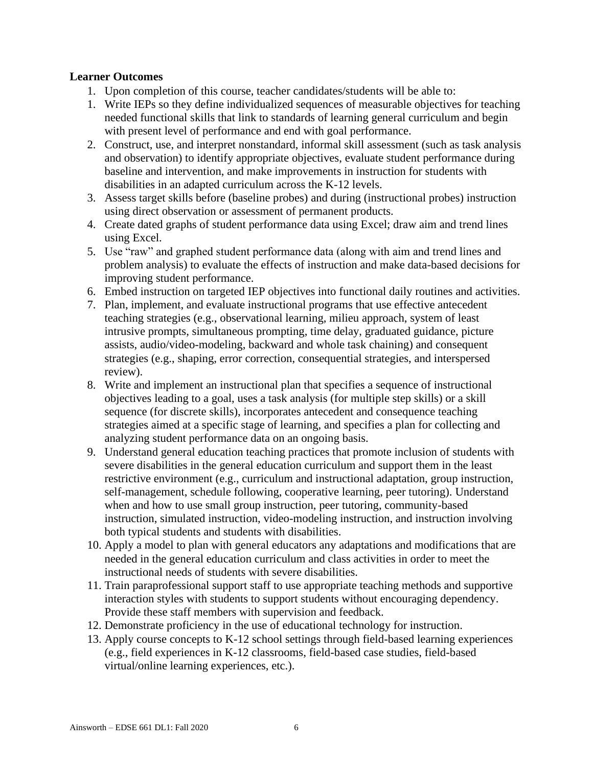**Learner Outcomes**

1. Upon completion of this course, teacher candidates/students will be able to:
1. Write IEPs so they define individualized sequences of measurable objectives for teaching needed functional skills that link to standards of learning general curriculum and begin with present level of performance and end with goal performance.
2. Construct, use, and interpret nonstandard, informal skill assessment (such as task analysis and observation) to identify appropriate objectives, evaluate student performance during baseline and intervention, and make improvements in instruction for students with disabilities in an adapted curriculum across the K-12 levels.
3. Assess target skills before (baseline probes) and during (instructional probes) instruction using direct observation or assessment of permanent products.
4. Create dated graphs of student performance data using Excel; draw aim and trend lines using Excel.
5. Use "raw" and graphed student performance data (along with aim and trend lines and problem analysis) to evaluate the effects of instruction and make data-based decisions for improving student performance.
6. Embed instruction on targeted IEP objectives into functional daily routines and activities.
7. Plan, implement, and evaluate instructional programs that use effective antecedent teaching strategies (e.g., observational learning, milieu approach, system of least intrusive prompts, simultaneous prompting, time delay, graduated guidance, picture assists, audio/video-modeling, backward and whole task chaining) and consequent strategies (e.g., shaping, error correction, consequential strategies, and interspersed review).
8. Write and implement an instructional plan that specifies a sequence of instructional objectives leading to a goal, uses a task analysis (for multiple step skills) or a skill sequence (for discrete skills), incorporates antecedent and consequence teaching strategies aimed at a specific stage of learning, and specifies a plan for collecting and analyzing student performance data on an ongoing basis.
9. Understand general education teaching practices that promote inclusion of students with severe disabilities in the general education curriculum and support them in the least restrictive environment (e.g., curriculum and instructional adaptation, group instruction, self-management, schedule following, cooperative learning, peer tutoring). Understand when and how to use small group instruction, peer tutoring, community-based instruction, simulated instruction, video-modeling instruction, and instruction involving both typical students and students with disabilities.
10. Apply a model to plan with general educators any adaptations and modifications that are needed in the general education curriculum and class activities in order to meet the instructional needs of students with severe disabilities.
11. Train paraprofessional support staff to use appropriate teaching methods and supportive interaction styles with students to support students without encouraging dependency. Provide these staff members with supervision and feedback.
12. Demonstrate proficiency in the use of educational technology for instruction.
13. Apply course concepts to K-12 school settings through field-based learning experiences (e.g., field experiences in K-12 classrooms, field-based case studies, field-based virtual/online learning experiences, etc.).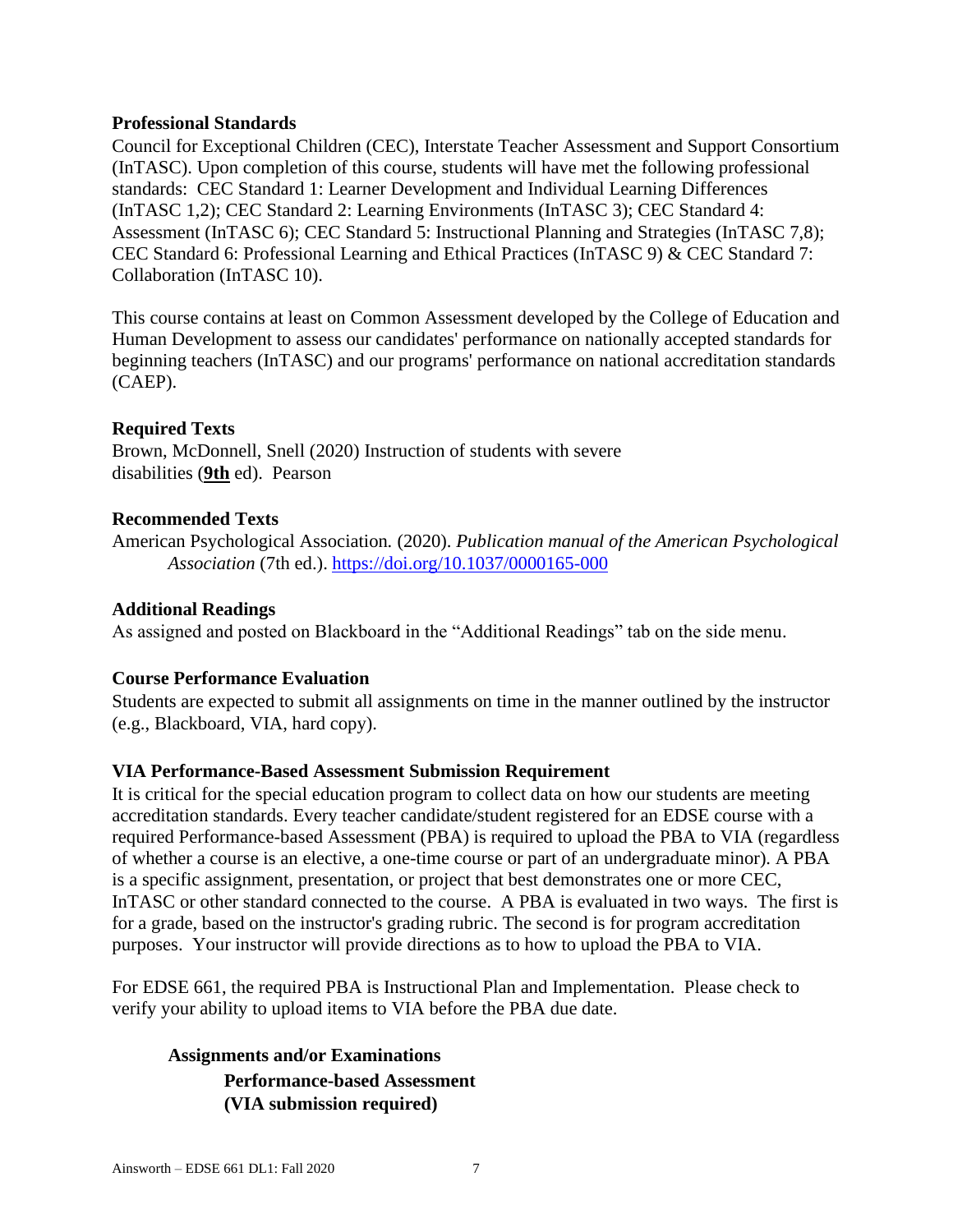**Professional Standards**

Council for Exceptional Children (CEC), Interstate Teacher Assessment and Support Consortium (InTASC). Upon completion of this course, students will have met the following professional standards: CEC Standard 1: Learner Development and Individual Learning Differences (InTASC 1,2); CEC Standard 2: Learning Environments (InTASC 3); CEC Standard 4: Assessment (InTASC 6); CEC Standard 5: Instructional Planning and Strategies (InTASC 7,8); CEC Standard 6: Professional Learning and Ethical Practices (InTASC 9) & CEC Standard 7: Collaboration (InTASC 10).

This course contains at least on Common Assessment developed by the College of Education and Human Development to assess our candidates' performance on nationally accepted standards for beginning teachers (InTASC) and our programs' performance on national accreditation standards (CAEP).

**Required Texts**

Brown, McDonnell, Snell (2020) Instruction of students with severe disabilities (**9th** ed). Pearson

**Recommended Texts**

American Psychological Association. (2020). *Publication manual of the American Psychological Association* (7th ed.). https://doi.org/10.1037/0000165-000

**Additional Readings**

As assigned and posted on Blackboard in the "Additional Readings" tab on the side menu.

**Course Performance Evaluation**

Students are expected to submit all assignments on time in the manner outlined by the instructor (e.g., Blackboard, VIA, hard copy).

**VIA Performance-Based Assessment Submission Requirement**

It is critical for the special education program to collect data on how our students are meeting accreditation standards. Every teacher candidate/student registered for an EDSE course with a required Performance-based Assessment (PBA) is required to upload the PBA to VIA (regardless of whether a course is an elective, a one-time course or part of an undergraduate minor). A PBA is a specific assignment, presentation, or project that best demonstrates one or more CEC, InTASC or other standard connected to the course. A PBA is evaluated in two ways. The first is for a grade, based on the instructor's grading rubric. The second is for program accreditation purposes. Your instructor will provide directions as to how to upload the PBA to VIA.

For EDSE 661, the required PBA is Instructional Plan and Implementation. Please check to verify your ability to upload items to VIA before the PBA due date.

**Assignments and/or Examinations**

**Performance-based Assessment (VIA submission required)**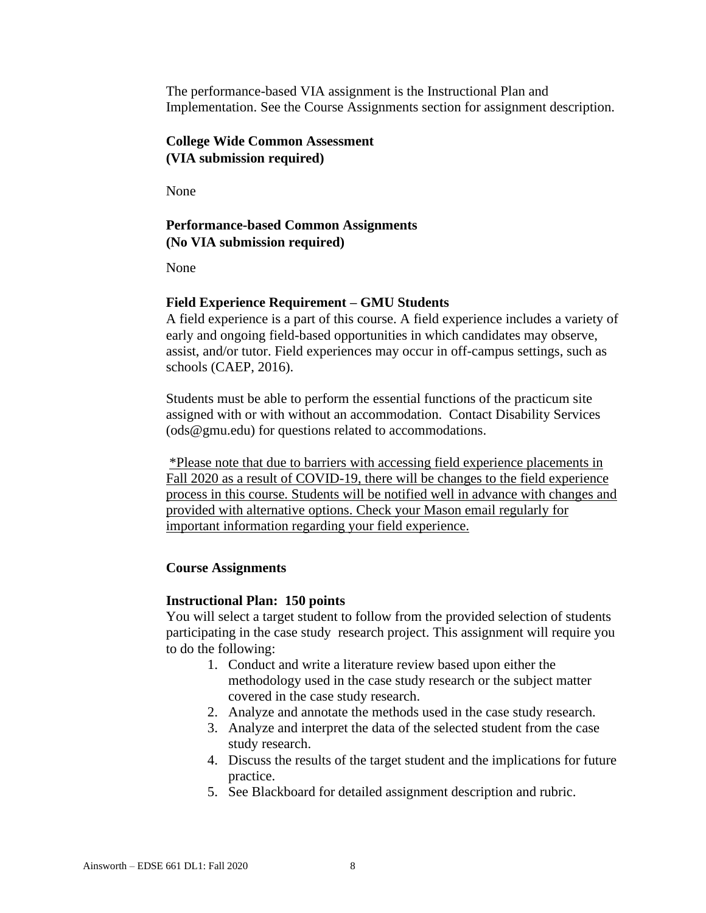The performance-based VIA assignment is the Instructional Plan and Implementation. See the Course Assignments section for assignment description.

**College Wide Common Assessment (VIA submission required)**

None

**Performance-based Common Assignments (No VIA submission required)**

None

**Field Experience Requirement – GMU Students**

A field experience is a part of this course. A field experience includes a variety of early and ongoing field-based opportunities in which candidates may observe, assist, and/or tutor. Field experiences may occur in off-campus settings, such as schools (CAEP, 2016).

Students must be able to perform the essential functions of the practicum site assigned with or with without an accommodation. Contact Disability Services (ods@gmu.edu) for questions related to accommodations.

*Please note that due to barriers with accessing field experience placements in Fall 2020 as a result of COVID-19, there will be changes to the field experience process in this course. Students will be notified well in advance with changes and provided with alternative options. Check your Mason email regularly for important information regarding your field experience.

**Course Assignments**

**Instructional Plan: 150 points**

You will select a target student to follow from the provided selection of students participating in the case study research project. This assignment will require you to do the following:

1. Conduct and write a literature review based upon either the methodology used in the case study research or the subject matter covered in the case study research.
2. Analyze and annotate the methods used in the case study research.
3. Analyze and interpret the data of the selected student from the case study research.
4. Discuss the results of the target student and the implications for future practice.
5. See Blackboard for detailed assignment description and rubric.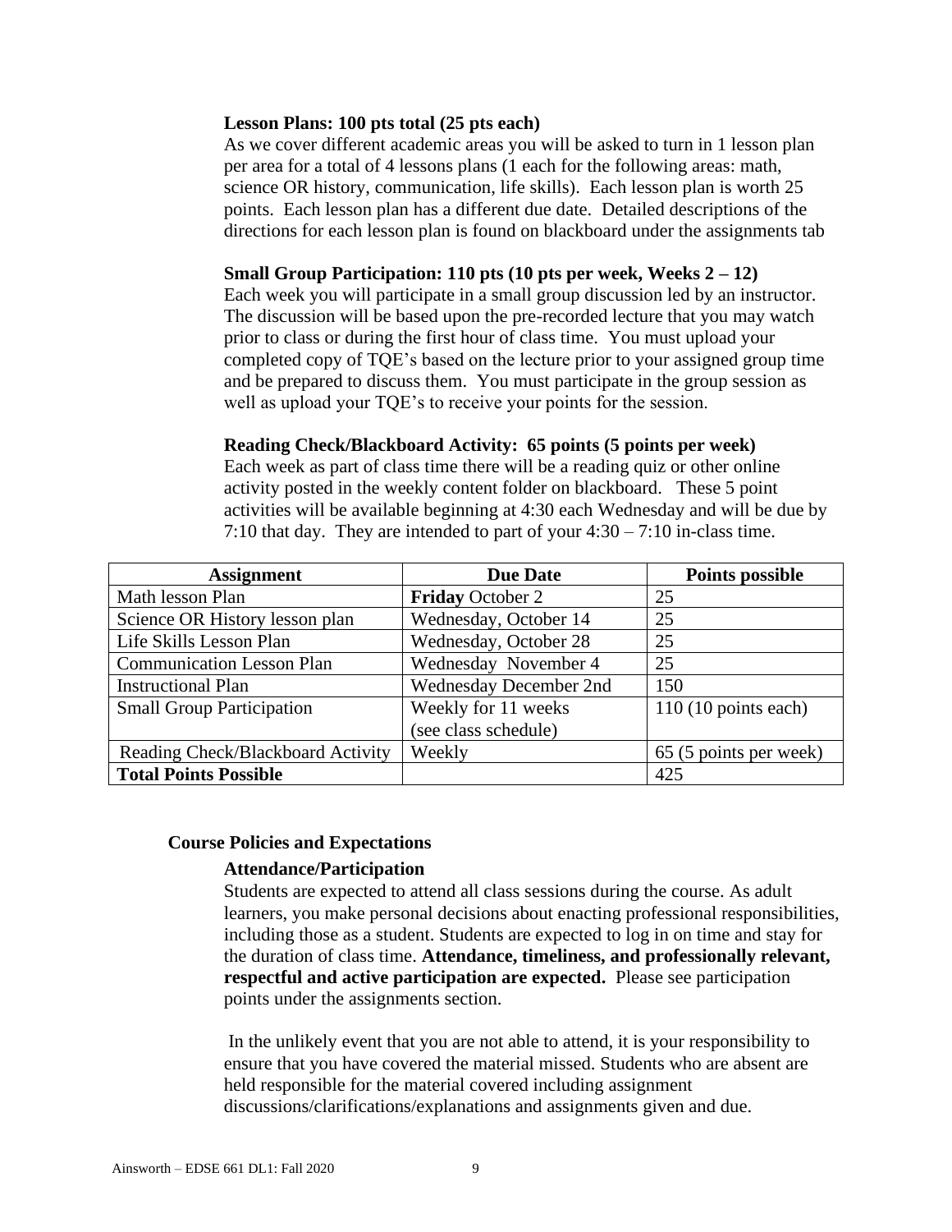**Lesson Plans: 100 pts total (25 pts each)**

As we cover different academic areas you will be asked to turn in 1 lesson plan per area for a total of 4 lessons plans (1 each for the following areas: math, science OR history, communication, life skills). Each lesson plan is worth 25 points. Each lesson plan has a different due date. Detailed descriptions of the directions for each lesson plan is found on blackboard under the assignments tab

**Small Group Participation: 110 pts (10 pts per week, Weeks 2 – 12)**

Each week you will participate in a small group discussion led by an instructor. The discussion will be based upon the pre-recorded lecture that you may watch prior to class or during the first hour of class time. You must upload your completed copy of TQE's based on the lecture prior to your assigned group time and be prepared to discuss them. You must participate in the group session as well as upload your TQE's to receive your points for the session.

**Reading Check/Blackboard Activity: 65 points (5 points per week)**

Each week as part of class time there will be a reading quiz or other online activity posted in the weekly content folder on blackboard. These 5 point activities will be available beginning at 4:30 each Wednesday and will be due by 7:10 that day. They are intended to part of your 4:30 – 7:10 in-class time.

| Assignment | Due Date | Points possible |
|---|---|---|
| Math lesson Plan | **Friday** October 2 | 25 |
| Science OR History lesson plan | Wednesday, October 14 | 25 |
| Life Skills Lesson Plan | Wednesday, October 28 | 25 |
| Communication Lesson Plan | Wednesday November 4 | 25 |
| Instructional Plan | Wednesday December 2nd | 150 |
| Small Group Participation | Weekly for 11 weeks (see class schedule) | 110 (10 points each) |
| Reading Check/Blackboard Activity | Weekly | 65 (5 points per week) |
| **Total Points Possible** | | 425 |

## Course Policies and Expectations

### Attendance/Participation

Students are expected to attend all class sessions during the course. As adult learners, you make personal decisions about enacting professional responsibilities, including those as a student. Students are expected to log in on time and stay for the duration of class time. **Attendance, timeliness, and professionally relevant, respectful and active participation are expected.** Please see participation points under the assignments section.

In the unlikely event that you are not able to attend, it is your responsibility to ensure that you have covered the material missed. Students who are absent are held responsible for the material covered including assignment discussions/clarifications/explanations and assignments given and due.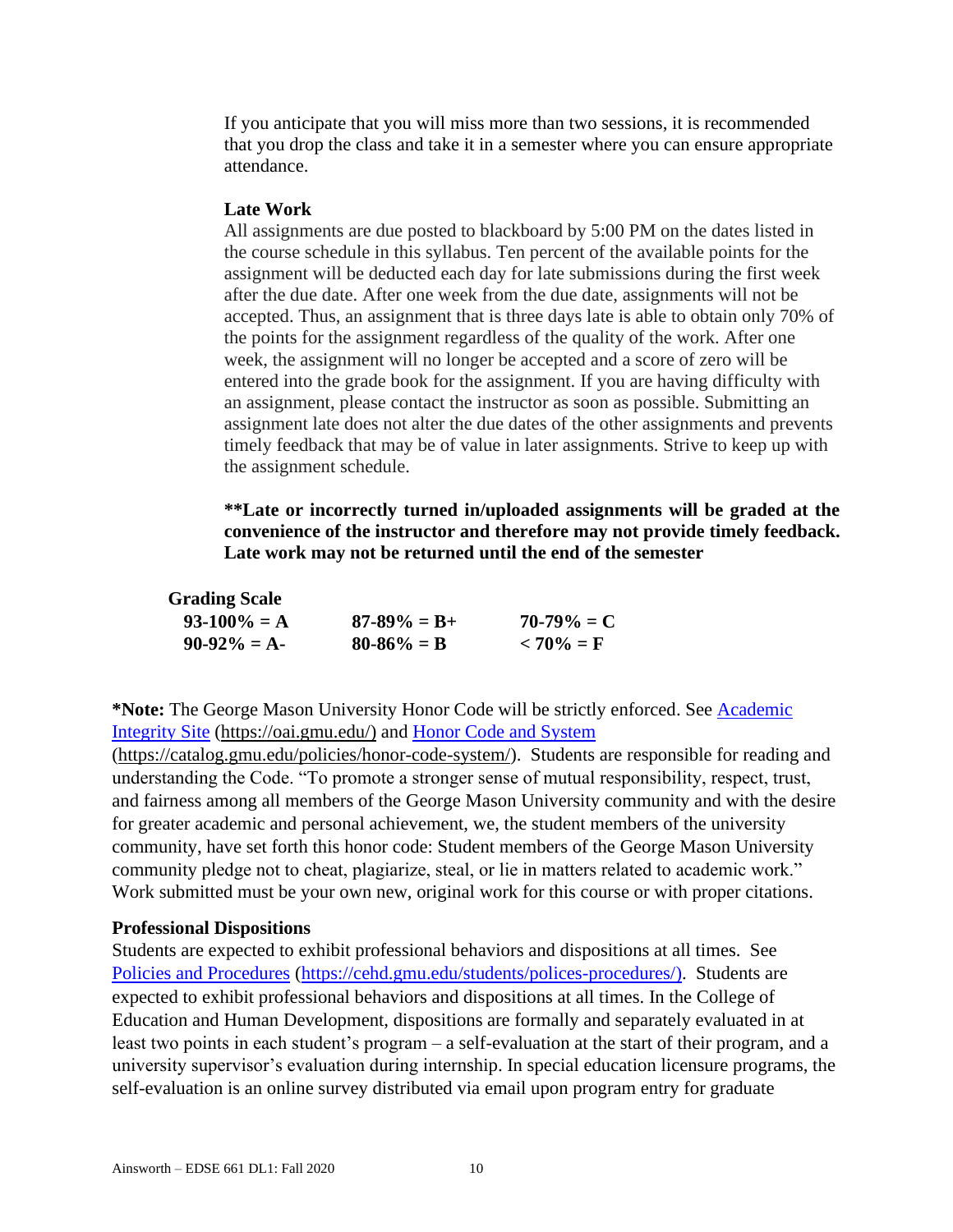If you anticipate that you will miss more than two sessions, it is recommended that you drop the class and take it in a semester where you can ensure appropriate attendance.

**Late Work**

All assignments are due posted to blackboard by 5:00 PM on the dates listed in the course schedule in this syllabus. Ten percent of the available points for the assignment will be deducted each day for late submissions during the first week after the due date. After one week from the due date, assignments will not be accepted. Thus, an assignment that is three days late is able to obtain only 70% of the points for the assignment regardless of the quality of the work. After one week, the assignment will no longer be accepted and a score of zero will be entered into the grade book for the assignment. If you are having difficulty with an assignment, please contact the instructor as soon as possible. Submitting an assignment late does not alter the due dates of the other assignments and prevents timely feedback that may be of value in later assignments. Strive to keep up with the assignment schedule.

**\*\*Late or incorrectly turned in/uploaded assignments will be graded at the convenience of the instructor and therefore may not provide timely feedback. Late work may not be returned until the end of the semester**

**Grading Scale**

| | | |
|---|---|---|
| **93-100% = A** | **87-89% = B+** | **70-79% = C** |
| **90-92% = A-** | **80-86% = B** | **< 70% = F** |

**\*Note:** The George Mason University Honor Code will be strictly enforced. See [Academic Integrity Site](https://oai.gmu.edu/) (https://oai.gmu.edu/) and [Honor Code and System](https://catalog.gmu.edu/policies/honor-code-system/) (https://catalog.gmu.edu/policies/honor-code-system/). Students are responsible for reading and understanding the Code. "To promote a stronger sense of mutual responsibility, respect, trust, and fairness among all members of the George Mason University community and with the desire for greater academic and personal achievement, we, the student members of the university community, have set forth this honor code: Student members of the George Mason University community pledge not to cheat, plagiarize, steal, or lie in matters related to academic work." Work submitted must be your own new, original work for this course or with proper citations.

**Professional Dispositions**

Students are expected to exhibit professional behaviors and dispositions at all times. See [Policies and Procedures](https://cehd.gmu.edu/students/polices-procedures/) (https://cehd.gmu.edu/students/polices-procedures/). Students are expected to exhibit professional behaviors and dispositions at all times. In the College of Education and Human Development, dispositions are formally and separately evaluated in at least two points in each student's program – a self-evaluation at the start of their program, and a university supervisor's evaluation during internship. In special education licensure programs, the self-evaluation is an online survey distributed via email upon program entry for graduate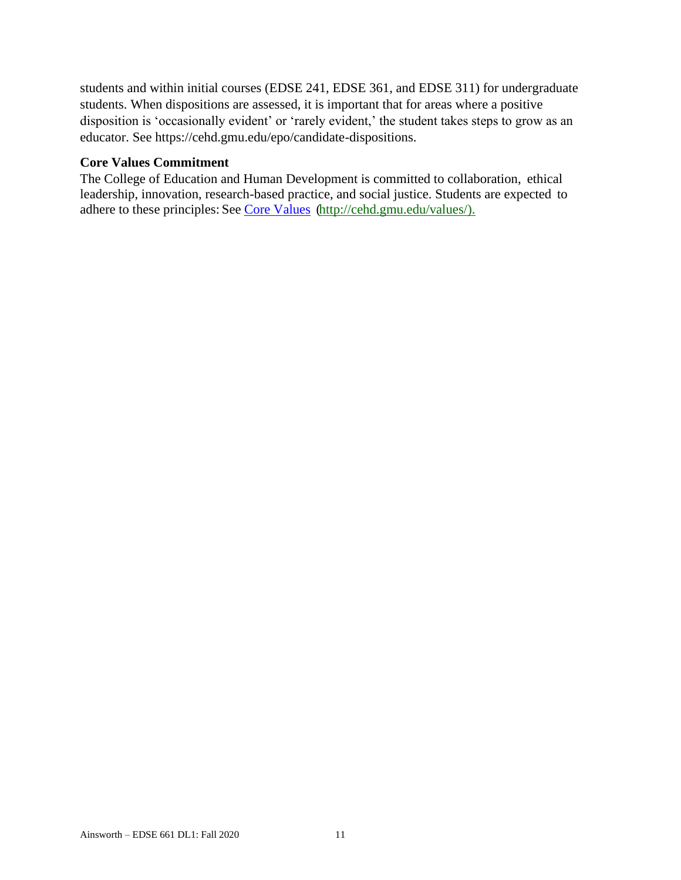students and within initial courses (EDSE 241, EDSE 361, and EDSE 311) for undergraduate students. When dispositions are assessed, it is important that for areas where a positive disposition is 'occasionally evident' or 'rarely evident,' the student takes steps to grow as an educator. See https://cehd.gmu.edu/epo/candidate-dispositions.

**Core Values Commitment**

The College of Education and Human Development is committed to collaboration, ethical leadership, innovation, research-based practice, and social justice. Students are expected to adhere to these principles: See [Core Values](http://cehd.gmu.edu/values/) (http://cehd.gmu.edu/values/).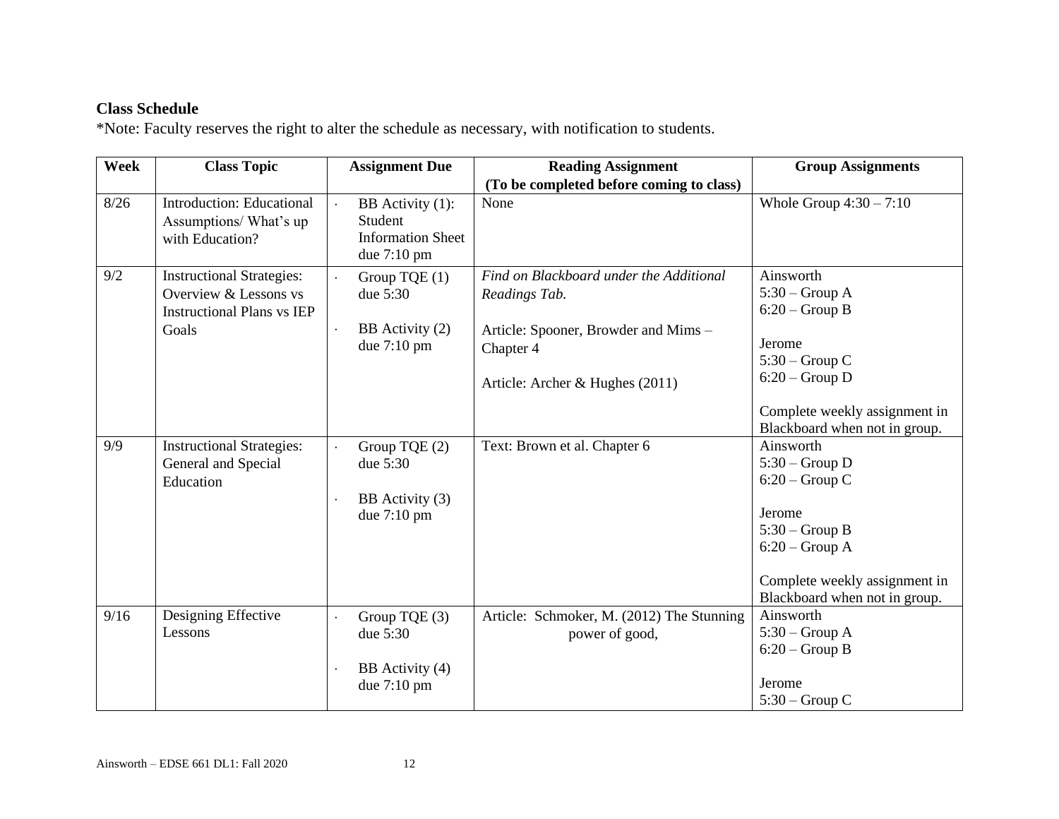**Class Schedule**

*Note: Faculty reserves the right to alter the schedule as necessary, with notification to students.

| Week | Class Topic | Assignment Due | Reading Assignment (To be completed before coming to class) | Group Assignments |
|---|---|---|---|---|
| 8/26 | Introduction: Educational Assumptions/ What's up with Education? | · BB Activity (1): Student Information Sheet due 7:10 pm | None | Whole Group 4:30 – 7:10 |
| 9/2 | Instructional Strategies: Overview & Lessons vs Instructional Plans vs IEP Goals | · Group TQE (1) due 5:30<br><br>· BB Activity (2) due 7:10 pm | *Find on Blackboard under the Additional Readings Tab.*<br><br>Article: Spooner, Browder and Mims – Chapter 4<br><br>Article: Archer & Hughes (2011) | Ainsworth<br>5:30 – Group A<br>6:20 – Group B<br><br>Jerome<br>5:30 – Group C<br>6:20 – Group D<br><br>Complete weekly assignment in Blackboard when not in group. |
| 9/9 | Instructional Strategies: General and Special Education | · Group TQE (2) due 5:30<br><br>· BB Activity (3) due 7:10 pm | Text: Brown et al. Chapter 6 | Ainsworth<br>5:30 – Group D<br>6:20 – Group C<br><br>Jerome<br>5:30 – Group B<br>6:20 – Group A<br><br>Complete weekly assignment in Blackboard when not in group. |
| 9/16 | Designing Effective Lessons | · Group TQE (3) due 5:30<br><br>· BB Activity (4) due 7:10 pm | Article: Schmoker, M. (2012) The Stunning power of good, | Ainsworth<br>5:30 – Group A<br>6:20 – Group B<br><br>Jerome<br>5:30 – Group C |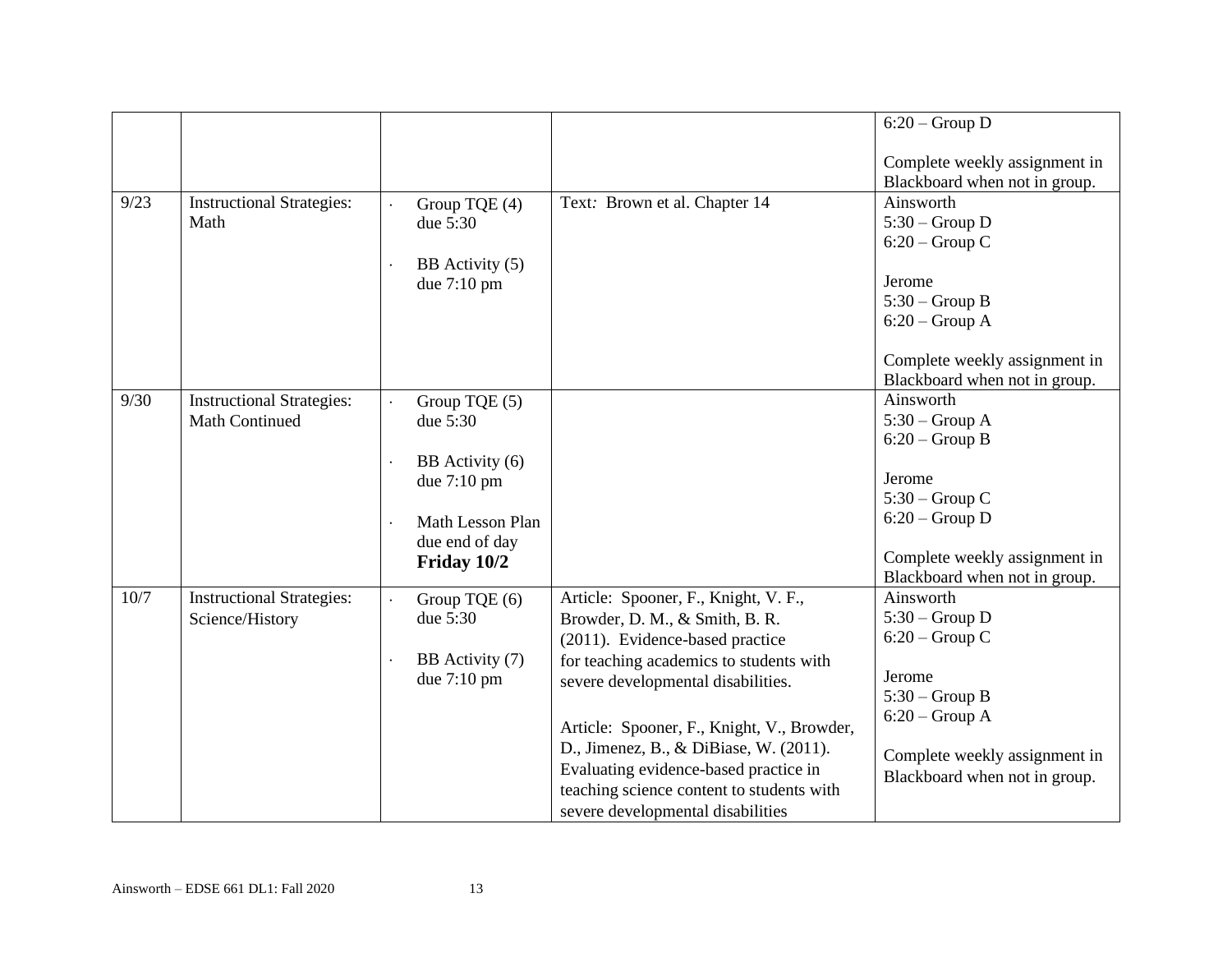| | | | | 6:20 – Group D<br><br>Complete weekly assignment in Blackboard when not in group. |
|---|---|---|---|---|
| 9/23 | Instructional Strategies: Math | · Group TQE (4) due 5:30<br><br>· BB Activity (5) due 7:10 pm | Text: Brown et al. Chapter 14 | Ainsworth<br>5:30 – Group D<br>6:20 – Group C<br><br>Jerome<br>5:30 – Group B<br>6:20 – Group A<br><br>Complete weekly assignment in Blackboard when not in group. |
| 9/30 | Instructional Strategies: Math Continued | · Group TQE (5) due 5:30<br><br>· BB Activity (6) due 7:10 pm<br><br>· Math Lesson Plan due end of day **Friday 10/2** | | Ainsworth<br>5:30 – Group A<br>6:20 – Group B<br><br>Jerome<br>5:30 – Group C<br>6:20 – Group D<br><br>Complete weekly assignment in Blackboard when not in group. |
| 10/7 | Instructional Strategies: Science/History | · Group TQE (6) due 5:30<br><br>· BB Activity (7) due 7:10 pm | Article: Spooner, F., Knight, V. F., Browder, D. M., & Smith, B. R. (2011). Evidence-based practice for teaching academics to students with severe developmental disabilities.<br><br>Article: Spooner, F., Knight, V., Browder, D., Jimenez, B., & DiBiase, W. (2011). Evaluating evidence-based practice in teaching science content to students with severe developmental disabilities | Ainsworth<br>5:30 – Group D<br>6:20 – Group C<br><br>Jerome<br>5:30 – Group B<br>6:20 – Group A<br><br>Complete weekly assignment in Blackboard when not in group. |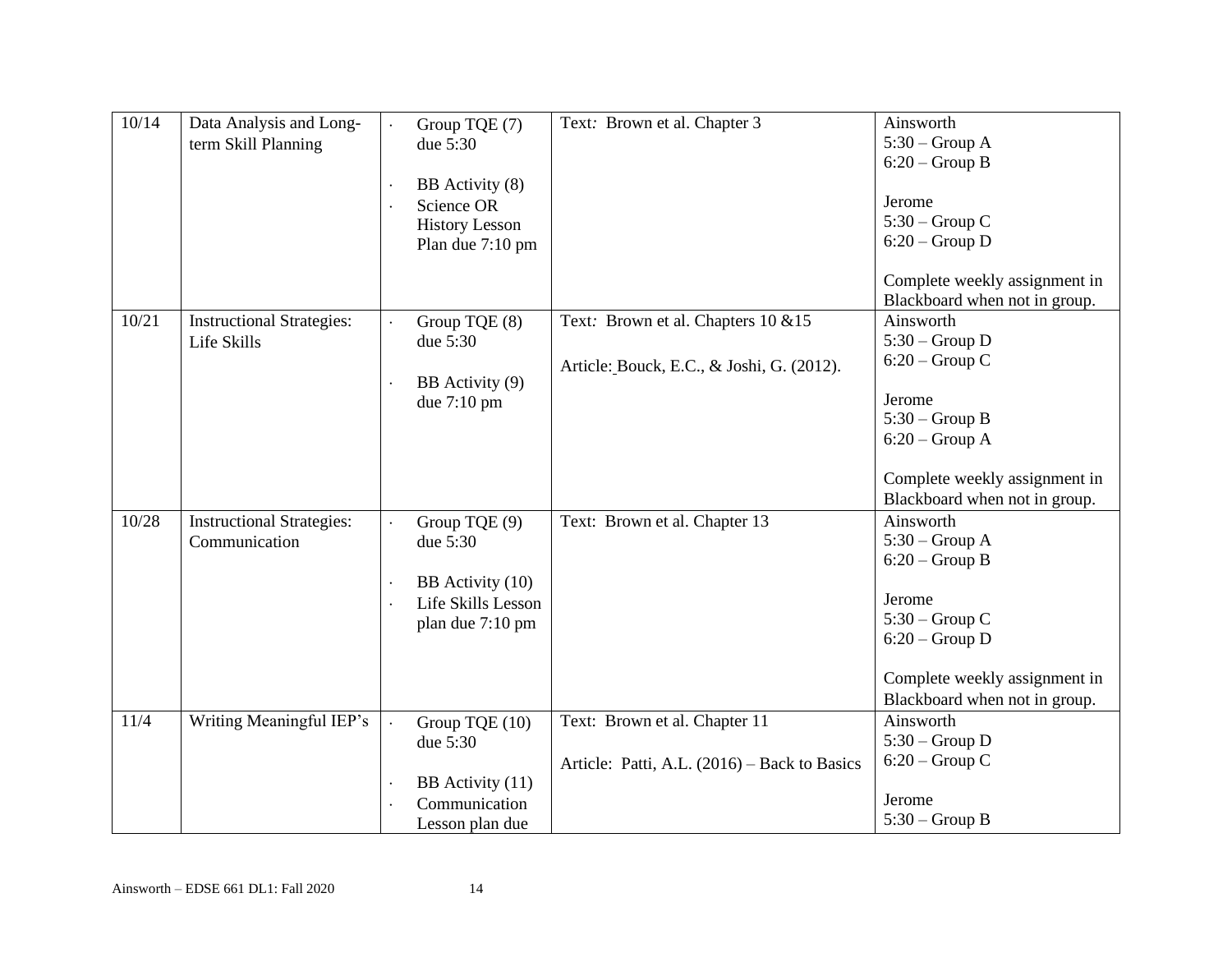| 10/14 | Data Analysis and Long-term Skill Planning | · Group TQE (7) due 5:30<br><br>· BB Activity (8)<br>· Science OR History Lesson Plan due 7:10 pm | Text: Brown et al. Chapter 3 | Ainsworth<br>5:30 – Group A<br>6:20 – Group B<br><br>Jerome<br>5:30 – Group C<br>6:20 – Group D<br><br>Complete weekly assignment in Blackboard when not in group. |
|---|---|---|---|---|
| 10/21 | Instructional Strategies: Life Skills | · Group TQE (8) due 5:30<br><br>· BB Activity (9) due 7:10 pm | Text: Brown et al. Chapters 10 &15<br><br>Article: Bouck, E.C., & Joshi, G. (2012). | Ainsworth<br>5:30 – Group D<br>6:20 – Group C<br><br>Jerome<br>5:30 – Group B<br>6:20 – Group A<br><br>Complete weekly assignment in Blackboard when not in group. |
| 10/28 | Instructional Strategies: Communication | · Group TQE (9) due 5:30<br><br>· BB Activity (10)<br>· Life Skills Lesson plan due 7:10 pm | Text: Brown et al. Chapter 13 | Ainsworth<br>5:30 – Group A<br>6:20 – Group B<br><br>Jerome<br>5:30 – Group C<br>6:20 – Group D<br><br>Complete weekly assignment in Blackboard when not in group. |
| 11/4 | Writing Meaningful IEP's | · Group TQE (10) due 5:30<br><br>· BB Activity (11)<br>· Communication Lesson plan due | Text: Brown et al. Chapter 11<br><br>Article: Patti, A.L. (2016) – Back to Basics | Ainsworth<br>5:30 – Group D<br>6:20 – Group C<br><br>Jerome<br>5:30 – Group B |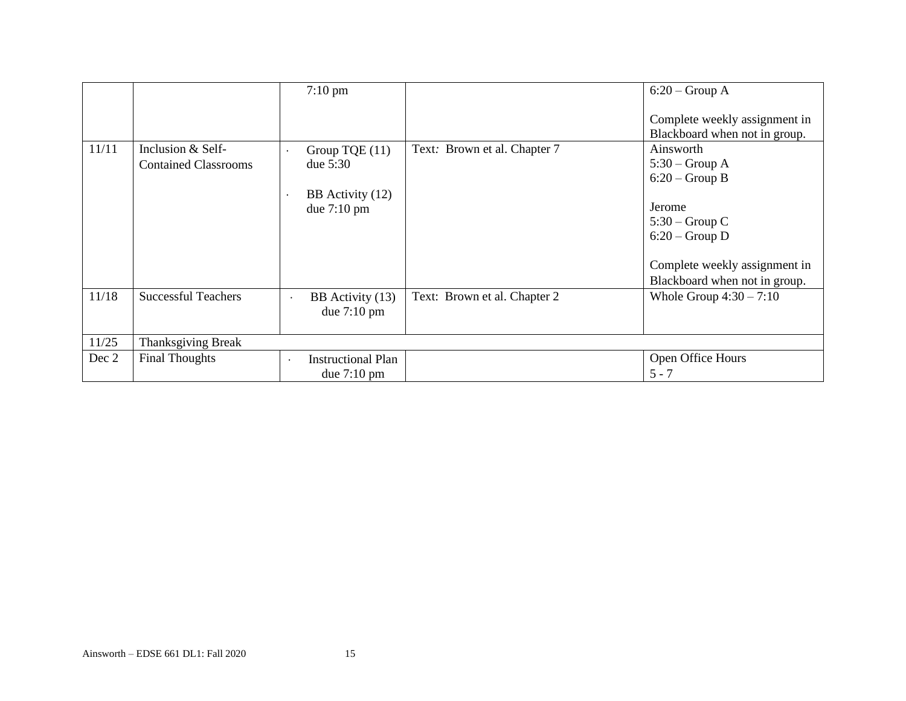| | | | | |
|---|---|---|---|---|
| | | 7:10 pm | | 6:20 – Group A<br><br>Complete weekly assignment in Blackboard when not in group. |
| 11/11 | Inclusion & Self-Contained Classrooms | · Group TQE (11) due 5:30<br><br>· BB Activity (12) due 7:10 pm | Text: Brown et al. Chapter 7 | Ainsworth<br>5:30 – Group A<br>6:20 – Group B<br><br>Jerome<br>5:30 – Group C<br>6:20 – Group D<br><br>Complete weekly assignment in Blackboard when not in group. |
| 11/18 | Successful Teachers | · BB Activity (13) due 7:10 pm | Text: Brown et al. Chapter 2 | Whole Group 4:30 – 7:10 |
| 11/25 | Thanksgiving Break | | | |
| Dec 2 | Final Thoughts | · Instructional Plan due 7:10 pm | | Open Office Hours<br>5 - 7 |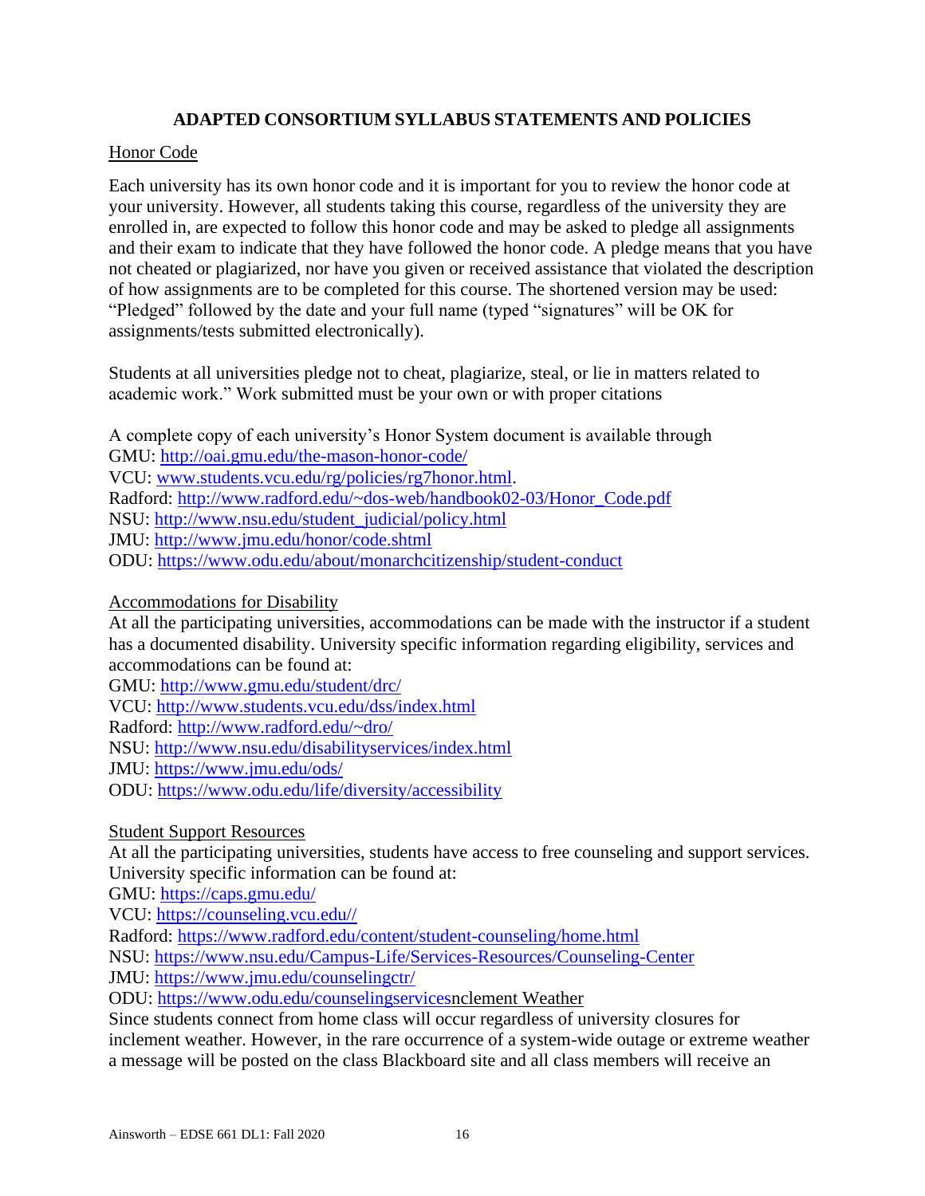## ADAPTED CONSORTIUM SYLLABUS STATEMENTS AND POLICIES

Honor Code

Each university has its own honor code and it is important for you to review the honor code at your university. However, all students taking this course, regardless of the university they are enrolled in, are expected to follow this honor code and may be asked to pledge all assignments and their exam to indicate that they have followed the honor code. A pledge means that you have not cheated or plagiarized, nor have you given or received assistance that violated the description of how assignments are to be completed for this course. The shortened version may be used: "Pledged" followed by the date and your full name (typed "signatures" will be OK for assignments/tests submitted electronically).

Students at all universities pledge not to cheat, plagiarize, steal, or lie in matters related to academic work." Work submitted must be your own or with proper citations

A complete copy of each university's Honor System document is available through
GMU: http://oai.gmu.edu/the-mason-honor-code/
VCU: www.students.vcu.edu/rg/policies/rg7honor.html.
Radford: http://www.radford.edu/~dos-web/handbook02-03/Honor_Code.pdf
NSU: http://www.nsu.edu/student_judicial/policy.html
JMU: http://www.jmu.edu/honor/code.shtml
ODU: https://www.odu.edu/about/monarchcitizenship/student-conduct

Accommodations for Disability

At all the participating universities, accommodations can be made with the instructor if a student has a documented disability. University specific information regarding eligibility, services and accommodations can be found at:
GMU: http://www.gmu.edu/student/drc/
VCU: http://www.students.vcu.edu/dss/index.html
Radford: http://www.radford.edu/~dro/
NSU: http://www.nsu.edu/disabilityservices/index.html
JMU: https://www.jmu.edu/ods/
ODU: https://www.odu.edu/life/diversity/accessibility

Student Support Resources

At all the participating universities, students have access to free counseling and support services. University specific information can be found at:
GMU: https://caps.gmu.edu/
VCU: https://counseling.vcu.edu//
Radford: https://www.radford.edu/content/student-counseling/home.html
NSU: https://www.nsu.edu/Campus-Life/Services-Resources/Counseling-Center
JMU: https://www.jmu.edu/counselingctr/
ODU: https://www.odu.edu/counselingservicesnclement Weather

Since students connect from home class will occur regardless of university closures for inclement weather. However, in the rare occurrence of a system-wide outage or extreme weather a message will be posted on the class Blackboard site and all class members will receive an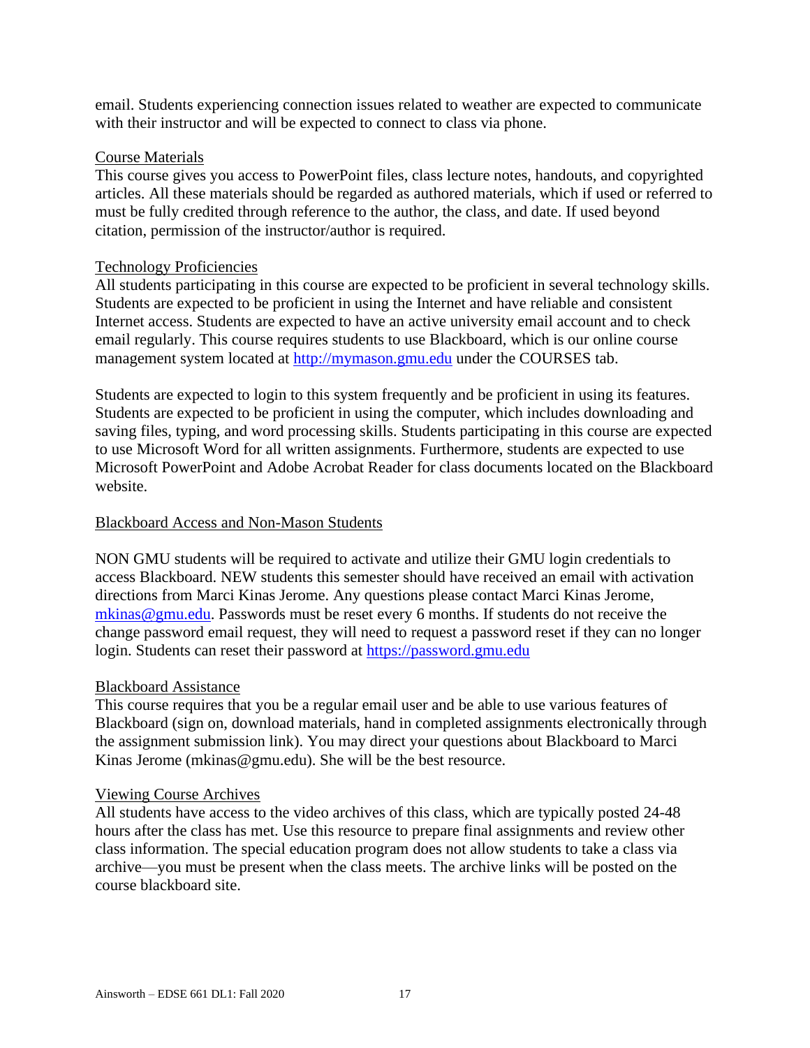email. Students experiencing connection issues related to weather are expected to communicate with their instructor and will be expected to connect to class via phone.

Course Materials

This course gives you access to PowerPoint files, class lecture notes, handouts, and copyrighted articles. All these materials should be regarded as authored materials, which if used or referred to must be fully credited through reference to the author, the class, and date. If used beyond citation, permission of the instructor/author is required.

Technology Proficiencies

All students participating in this course are expected to be proficient in several technology skills. Students are expected to be proficient in using the Internet and have reliable and consistent Internet access. Students are expected to have an active university email account and to check email regularly. This course requires students to use Blackboard, which is our online course management system located at [http://mymason.gmu.edu](http://mymason.gmu.edu) under the COURSES tab.

Students are expected to login to this system frequently and be proficient in using its features. Students are expected to be proficient in using the computer, which includes downloading and saving files, typing, and word processing skills. Students participating in this course are expected to use Microsoft Word for all written assignments. Furthermore, students are expected to use Microsoft PowerPoint and Adobe Acrobat Reader for class documents located on the Blackboard website.

Blackboard Access and Non-Mason Students

NON GMU students will be required to activate and utilize their GMU login credentials to access Blackboard. NEW students this semester should have received an email with activation directions from Marci Kinas Jerome. Any questions please contact Marci Kinas Jerome, [mkinas@gmu.edu](mailto:mkinas@gmu.edu). Passwords must be reset every 6 months. If students do not receive the change password email request, they will need to request a password reset if they can no longer login. Students can reset their password at [https://password.gmu.edu](https://password.gmu.edu)

Blackboard Assistance

This course requires that you be a regular email user and be able to use various features of Blackboard (sign on, download materials, hand in completed assignments electronically through the assignment submission link). You may direct your questions about Blackboard to Marci Kinas Jerome (mkinas@gmu.edu). She will be the best resource.

Viewing Course Archives

All students have access to the video archives of this class, which are typically posted 24-48 hours after the class has met. Use this resource to prepare final assignments and review other class information. The special education program does not allow students to take a class via archive—you must be present when the class meets. The archive links will be posted on the course blackboard site.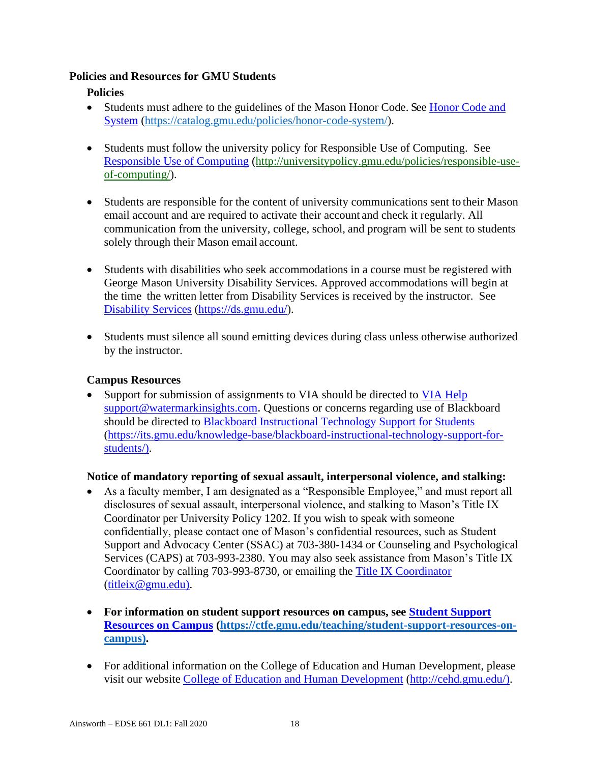### Policies and Resources for GMU Students

#### Policies

- Students must adhere to the guidelines of the Mason Honor Code. See [Honor Code and System](https://catalog.gmu.edu/policies/honor-code-system/) (https://catalog.gmu.edu/policies/honor-code-system/).

- Students must follow the university policy for Responsible Use of Computing. See [Responsible Use of Computing](http://universitypolicy.gmu.edu/policies/responsible-use-of-computing/) (http://universitypolicy.gmu.edu/policies/responsible-use-of-computing/).

- Students are responsible for the content of university communications sent to their Mason email account and are required to activate their account and check it regularly. All communication from the university, college, school, and program will be sent to students solely through their Mason email account.

- Students with disabilities who seek accommodations in a course must be registered with George Mason University Disability Services. Approved accommodations will begin at the time the written letter from Disability Services is received by the instructor. See [Disability Services](https://ds.gmu.edu/) (https://ds.gmu.edu/).

- Students must silence all sound emitting devices during class unless otherwise authorized by the instructor.

#### Campus Resources

- Support for submission of assignments to VIA should be directed to VIA Help support@watermarkinsights.com. Questions or concerns regarding use of Blackboard should be directed to [Blackboard Instructional Technology Support for Students](https://its.gmu.edu/knowledge-base/blackboard-instructional-technology-support-for-students/) (https://its.gmu.edu/knowledge-base/blackboard-instructional-technology-support-for-students/).

#### Notice of mandatory reporting of sexual assault, interpersonal violence, and stalking:

- As a faculty member, I am designated as a "Responsible Employee," and must report all disclosures of sexual assault, interpersonal violence, and stalking to Mason's Title IX Coordinator per University Policy 1202. If you wish to speak with someone confidentially, please contact one of Mason's confidential resources, such as Student Support and Advocacy Center (SSAC) at 703-380-1434 or Counseling and Psychological Services (CAPS) at 703-993-2380. You may also seek assistance from Mason's Title IX Coordinator by calling 703-993-8730, or emailing the Title IX Coordinator (titleix@gmu.edu).

- **For information on student support resources on campus, see [Student Support Resources on Campus](https://ctfe.gmu.edu/teaching/student-support-resources-on-campus) (https://ctfe.gmu.edu/teaching/student-support-resources-on-campus).**

- For additional information on the College of Education and Human Development, please visit our website [College of Education and Human Development](http://cehd.gmu.edu/) (http://cehd.gmu.edu/).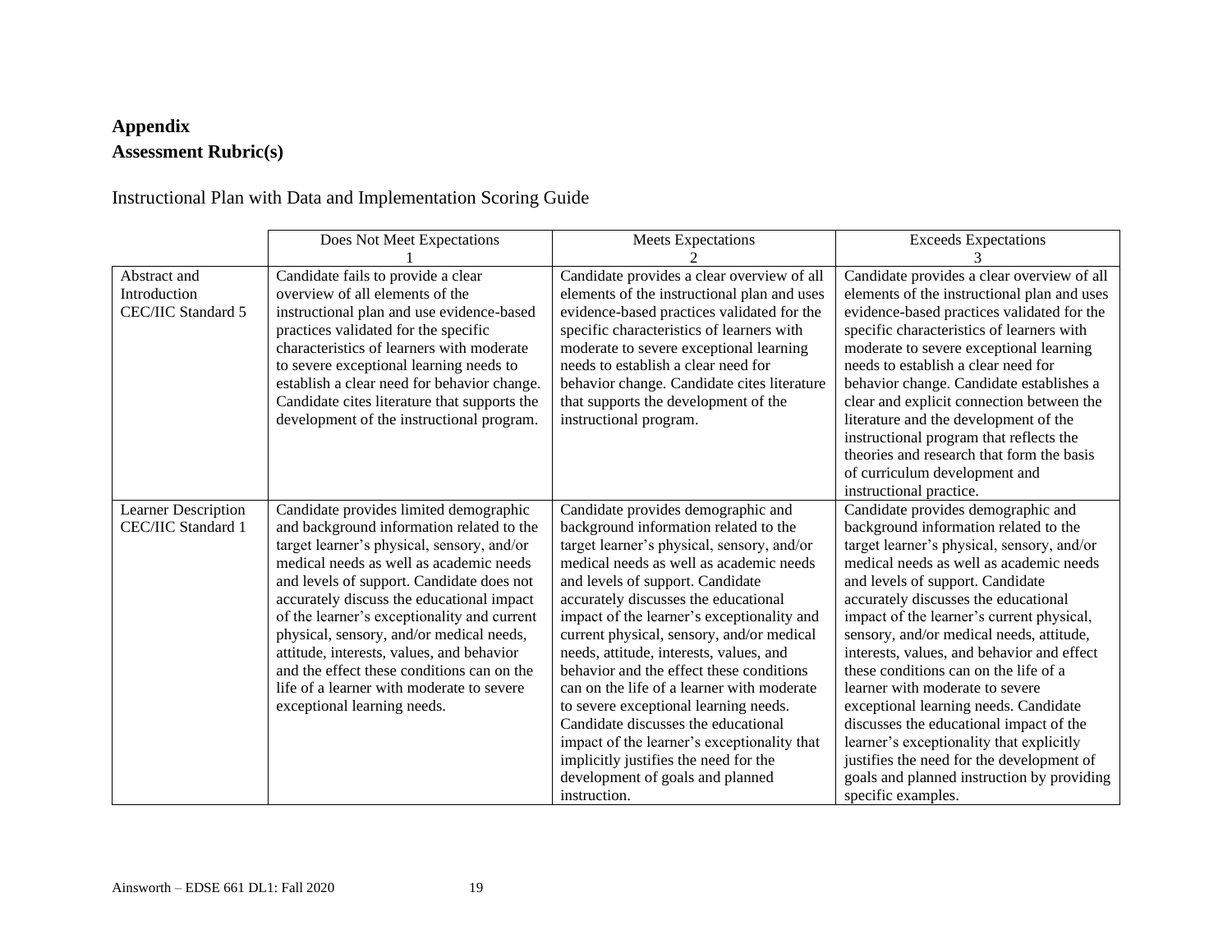## Appendix

## Assessment Rubric(s)

Instructional Plan with Data and Implementation Scoring Guide

| | Does Not Meet Expectations 1 | Meets Expectations 2 | Exceeds Expectations 3 |
|---|---|---|---|
| Abstract and Introduction CEC/IIC Standard 5 | Candidate fails to provide a clear overview of all elements of the instructional plan and use evidence-based practices validated for the specific characteristics of learners with moderate to severe exceptional learning needs to establish a clear need for behavior change. Candidate cites literature that supports the development of the instructional program. | Candidate provides a clear overview of all elements of the instructional plan and uses evidence-based practices validated for the specific characteristics of learners with moderate to severe exceptional learning needs to establish a clear need for behavior change. Candidate cites literature that supports the development of the instructional program. | Candidate provides a clear overview of all elements of the instructional plan and uses evidence-based practices validated for the specific characteristics of learners with moderate to severe exceptional learning needs to establish a clear need for behavior change. Candidate establishes a clear and explicit connection between the literature and the development of the instructional program that reflects the theories and research that form the basis of curriculum development and instructional practice. |
| Learner Description CEC/IIC Standard 1 | Candidate provides limited demographic and background information related to the target learner's physical, sensory, and/or medical needs as well as academic needs and levels of support. Candidate does not accurately discuss the educational impact of the learner's exceptionality and current physical, sensory, and/or medical needs, attitude, interests, values, and behavior and the effect these conditions can on the life of a learner with moderate to severe exceptional learning needs. | Candidate provides demographic and background information related to the target learner's physical, sensory, and/or medical needs as well as academic needs and levels of support. Candidate accurately discusses the educational impact of the learner's exceptionality and current physical, sensory, and/or medical needs, attitude, interests, values, and behavior and the effect these conditions can on the life of a learner with moderate to severe exceptional learning needs. Candidate discusses the educational impact of the learner's exceptionality that implicitly justifies the need for the development of goals and planned instruction. | Candidate provides demographic and background information related to the target learner's physical, sensory, and/or medical needs as well as academic needs and levels of support. Candidate accurately discusses the educational impact of the learner's current physical, sensory, and/or medical needs, attitude, interests, values, and behavior and effect these conditions can on the life of a learner with moderate to severe exceptional learning needs. Candidate discusses the educational impact of the learner's exceptionality that explicitly justifies the need for the development of goals and planned instruction by providing specific examples. |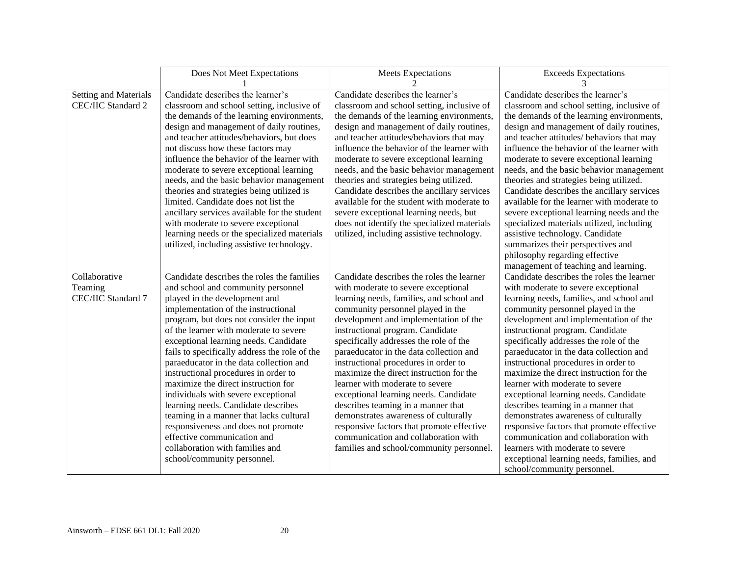| | Does Not Meet Expectations<br>1 | Meets Expectations<br>2 | Exceeds Expectations<br>3 |
|---|---|---|---|
| Setting and Materials<br>CEC/IIC Standard 2 | Candidate describes the learner's classroom and school setting, inclusive of the demands of the learning environments, design and management of daily routines, and teacher attitudes/behaviors, but does not discuss how these factors may influence the behavior of the learner with moderate to severe exceptional learning needs, and the basic behavior management theories and strategies being utilized is limited. Candidate does not list the ancillary services available for the student with moderate to severe exceptional learning needs or the specialized materials utilized, including assistive technology. | Candidate describes the learner's classroom and school setting, inclusive of the demands of the learning environments, design and management of daily routines, and teacher attitudes/behaviors that may influence the behavior of the learner with moderate to severe exceptional learning needs, and the basic behavior management theories and strategies being utilized. Candidate describes the ancillary services available for the student with moderate to severe exceptional learning needs, but does not identify the specialized materials utilized, including assistive technology. | Candidate describes the learner's classroom and school setting, inclusive of the demands of the learning environments, design and management of daily routines, and teacher attitudes/ behaviors that may influence the behavior of the learner with moderate to severe exceptional learning needs, and the basic behavior management theories and strategies being utilized. Candidate describes the ancillary services available for the learner with moderate to severe exceptional learning needs and the specialized materials utilized, including assistive technology. Candidate summarizes their perspectives and philosophy regarding effective management of teaching and learning. |
| Collaborative Teaming<br>CEC/IIC Standard 7 | Candidate describes the roles the families and school and community personnel played in the development and implementation of the instructional program, but does not consider the input of the learner with moderate to severe exceptional learning needs. Candidate fails to specifically address the role of the paraeducator in the data collection and instructional procedures in order to maximize the direct instruction for individuals with severe exceptional learning needs. Candidate describes teaming in a manner that lacks cultural responsiveness and does not promote effective communication and collaboration with families and school/community personnel. | Candidate describes the roles the learner with moderate to severe exceptional learning needs, families, and school and community personnel played in the development and implementation of the instructional program. Candidate specifically addresses the role of the paraeducator in the data collection and instructional procedures in order to maximize the direct instruction for the learner with moderate to severe exceptional learning needs. Candidate describes teaming in a manner that demonstrates awareness of culturally responsive factors that promote effective communication and collaboration with families and school/community personnel. | Candidate describes the roles the learner with moderate to severe exceptional learning needs, families, and school and community personnel played in the development and implementation of the instructional program. Candidate specifically addresses the role of the paraeducator in the data collection and instructional procedures in order to maximize the direct instruction for the learner with moderate to severe exceptional learning needs. Candidate describes teaming in a manner that demonstrates awareness of culturally responsive factors that promote effective communication and collaboration with learners with moderate to severe exceptional learning needs, families, and school/community personnel. |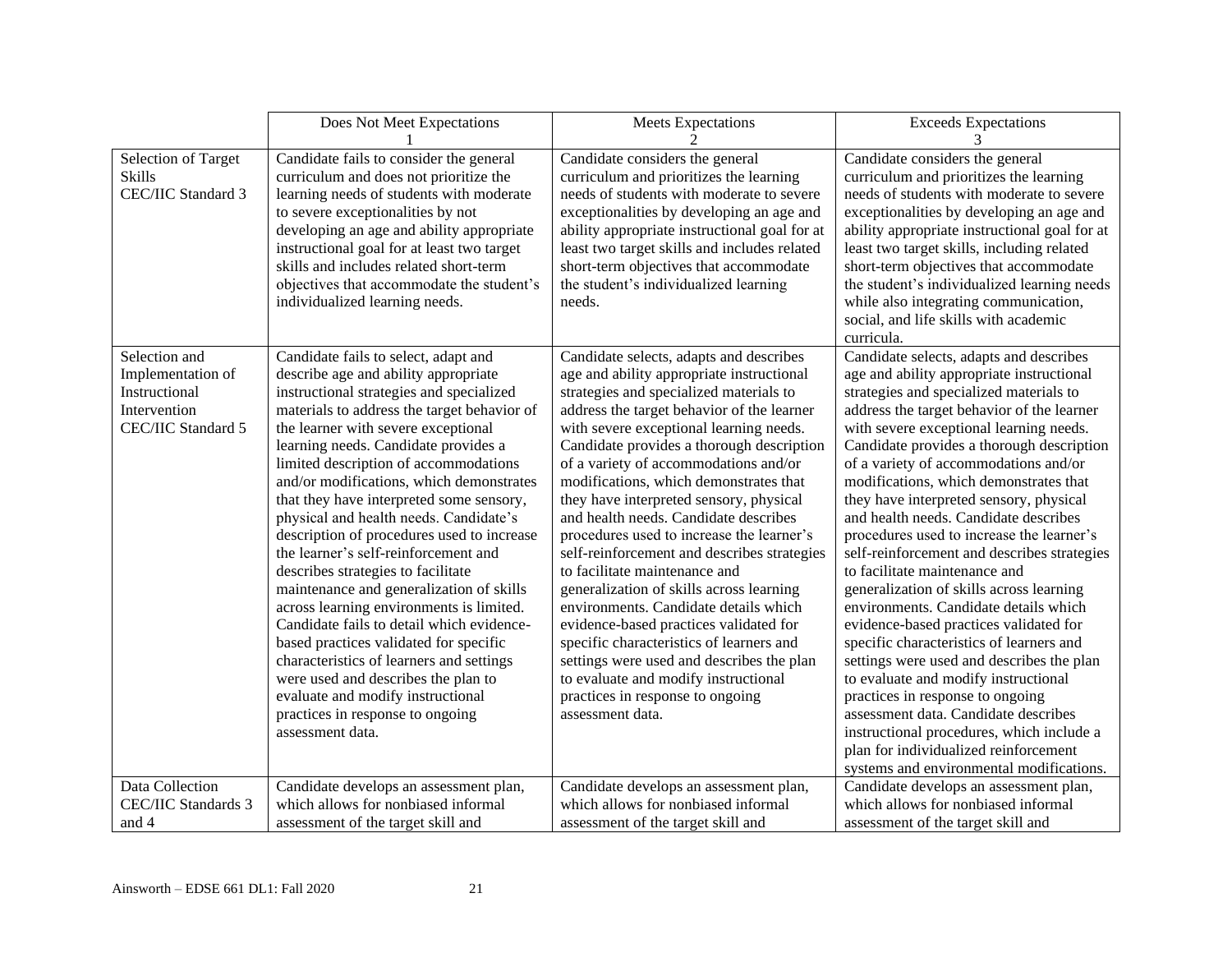| | Does Not Meet Expectations 1 | Meets Expectations 2 | Exceeds Expectations 3 |
|---|---|---|---|
| Selection of Target Skills CEC/IIC Standard 3 | Candidate fails to consider the general curriculum and does not prioritize the learning needs of students with moderate to severe exceptionalities by not developing an age and ability appropriate instructional goal for at least two target skills and includes related short-term objectives that accommodate the student's individualized learning needs. | Candidate considers the general curriculum and prioritizes the learning needs of students with moderate to severe exceptionalities by developing an age and ability appropriate instructional goal for at least two target skills and includes related short-term objectives that accommodate the student's individualized learning needs. | Candidate considers the general curriculum and prioritizes the learning needs of students with moderate to severe exceptionalities by developing an age and ability appropriate instructional goal for at least two target skills, including related short-term objectives that accommodate the student's individualized learning needs while also integrating communication, social, and life skills with academic curricula. |
| Selection and Implementation of Instructional Intervention CEC/IIC Standard 5 | Candidate fails to select, adapt and describe age and ability appropriate instructional strategies and specialized materials to address the target behavior of the learner with severe exceptional learning needs. Candidate provides a limited description of accommodations and/or modifications, which demonstrates that they have interpreted some sensory, physical and health needs. Candidate's description of procedures used to increase the learner's self-reinforcement and describes strategies to facilitate maintenance and generalization of skills across learning environments is limited. Candidate fails to detail which evidence-based practices validated for specific characteristics of learners and settings were used and describes the plan to evaluate and modify instructional practices in response to ongoing assessment data. | Candidate selects, adapts and describes age and ability appropriate instructional strategies and specialized materials to address the target behavior of the learner with severe exceptional learning needs. Candidate provides a thorough description of a variety of accommodations and/or modifications, which demonstrates that they have interpreted sensory, physical and health needs. Candidate describes procedures used to increase the learner's self-reinforcement and describes strategies to facilitate maintenance and generalization of skills across learning environments. Candidate details which evidence-based practices validated for specific characteristics of learners and settings were used and describes the plan to evaluate and modify instructional practices in response to ongoing assessment data. | Candidate selects, adapts and describes age and ability appropriate instructional strategies and specialized materials to address the target behavior of the learner with severe exceptional learning needs. Candidate provides a thorough description of a variety of accommodations and/or modifications, which demonstrates that they have interpreted sensory, physical and health needs. Candidate describes procedures used to increase the learner's self-reinforcement and describes strategies to facilitate maintenance and generalization of skills across learning environments. Candidate details which evidence-based practices validated for specific characteristics of learners and settings were used and describes the plan to evaluate and modify instructional practices in response to ongoing assessment data. Candidate describes instructional procedures, which include a plan for individualized reinforcement systems and environmental modifications. |
| Data Collection CEC/IIC Standards 3 and 4 | Candidate develops an assessment plan, which allows for nonbiased informal assessment of the target skill and | Candidate develops an assessment plan, which allows for nonbiased informal assessment of the target skill and | Candidate develops an assessment plan, which allows for nonbiased informal assessment of the target skill and |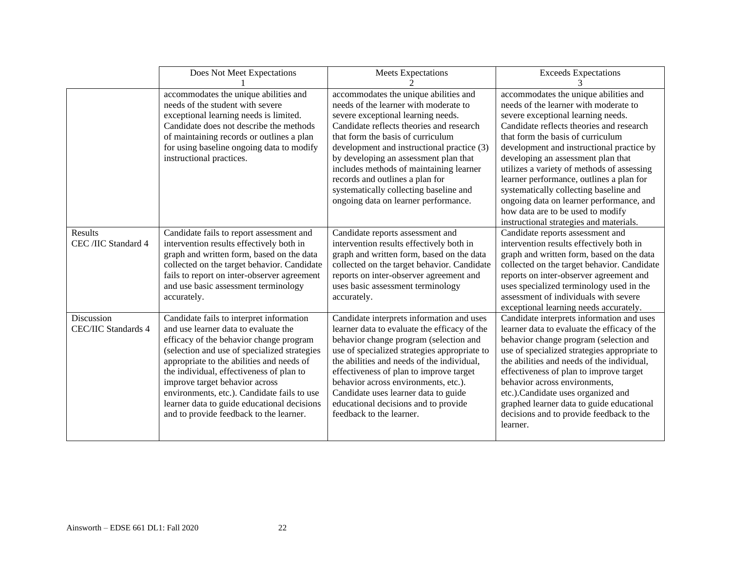|  | Does Not Meet Expectations 1 | Meets Expectations 2 | Exceeds Expectations 3 |
|---|---|---|---|
|  | accommodates the unique abilities and needs of the student with severe exceptional learning needs is limited. Candidate does not describe the methods of maintaining records or outlines a plan for using baseline ongoing data to modify instructional practices. | accommodates the unique abilities and needs of the learner with moderate to severe exceptional learning needs. Candidate reflects theories and research that form the basis of curriculum development and instructional practice (3) by developing an assessment plan that includes methods of maintaining learner records and outlines a plan for systematically collecting baseline and ongoing data on learner performance. | accommodates the unique abilities and needs of the learner with moderate to severe exceptional learning needs. Candidate reflects theories and research that form the basis of curriculum development and instructional practice by developing an assessment plan that utilizes a variety of methods of assessing learner performance, outlines a plan for systematically collecting baseline and ongoing data on learner performance, and how data are to be used to modify instructional strategies and materials. |
| Results CEC /IIC Standard 4 | Candidate fails to report assessment and intervention results effectively both in graph and written form, based on the data collected on the target behavior. Candidate fails to report on inter-observer agreement and use basic assessment terminology accurately. | Candidate reports assessment and intervention results effectively both in graph and written form, based on the data collected on the target behavior. Candidate reports on inter-observer agreement and uses basic assessment terminology accurately. | Candidate reports assessment and intervention results effectively both in graph and written form, based on the data collected on the target behavior. Candidate reports on inter-observer agreement and uses specialized terminology used in the assessment of individuals with severe exceptional learning needs accurately. |
| Discussion CEC/IIC Standards 4 | Candidate fails to interpret information and use learner data to evaluate the efficacy of the behavior change program (selection and use of specialized strategies appropriate to the abilities and needs of the individual, effectiveness of plan to improve target behavior across environments, etc.). Candidate fails to use learner data to guide educational decisions and to provide feedback to the learner. | Candidate interprets information and uses learner data to evaluate the efficacy of the behavior change program (selection and use of specialized strategies appropriate to the abilities and needs of the individual, effectiveness of plan to improve target behavior across environments, etc.). Candidate uses learner data to guide educational decisions and to provide feedback to the learner. | Candidate interprets information and uses learner data to evaluate the efficacy of the behavior change program (selection and use of specialized strategies appropriate to the abilities and needs of the individual, effectiveness of plan to improve target behavior across environments, etc.).Candidate uses organized and graphed learner data to guide educational decisions and to provide feedback to the learner. |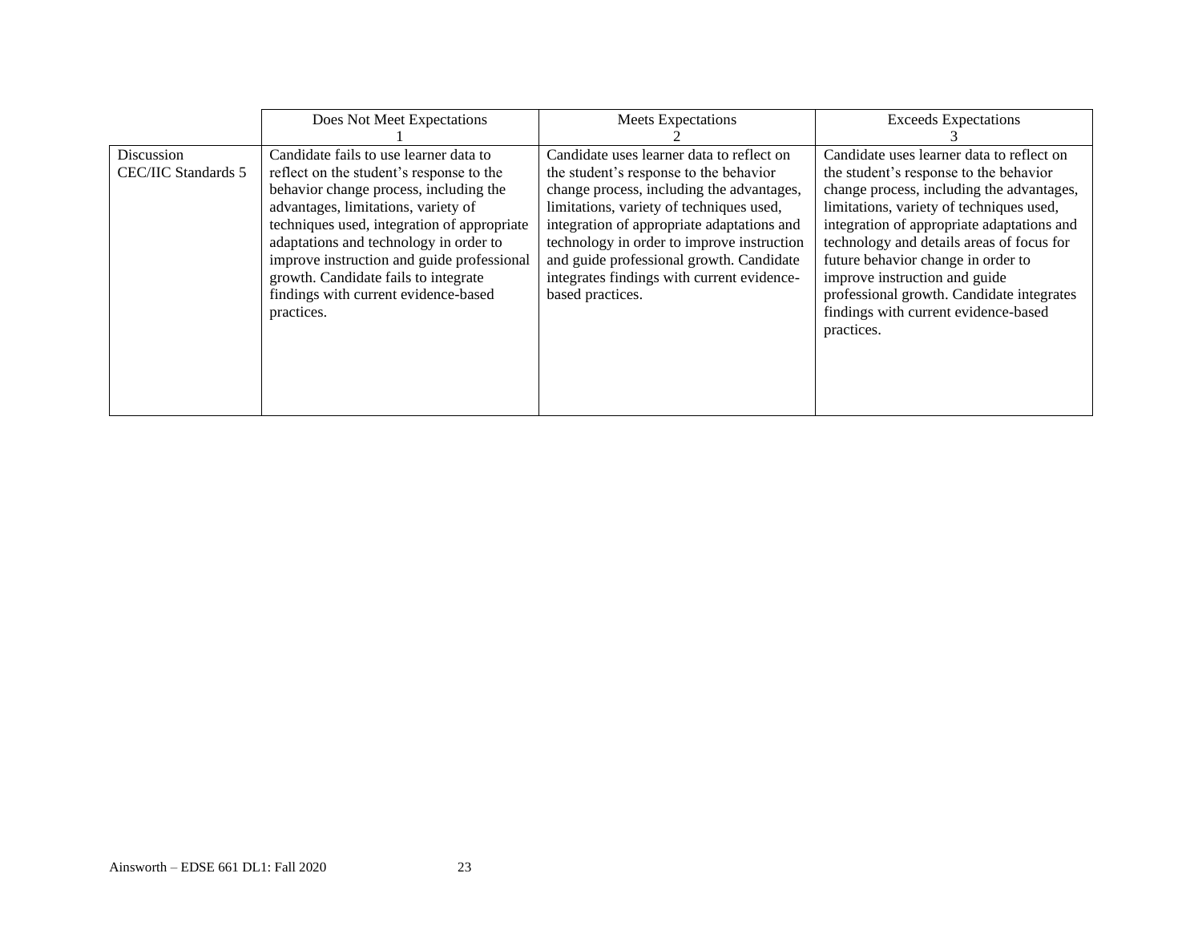| | Does Not Meet Expectations<br>1 | Meets Expectations<br>2 | Exceeds Expectations<br>3 |
|---|---|---|---|
| Discussion<br>CEC/IIC Standards 5 | Candidate fails to use learner data to reflect on the student's response to the behavior change process, including the advantages, limitations, variety of techniques used, integration of appropriate adaptations and technology in order to improve instruction and guide professional growth. Candidate fails to integrate findings with current evidence-based practices. | Candidate uses learner data to reflect on the student's response to the behavior change process, including the advantages, limitations, variety of techniques used, integration of appropriate adaptations and technology in order to improve instruction and guide professional growth. Candidate integrates findings with current evidence-based practices. | Candidate uses learner data to reflect on the student's response to the behavior change process, including the advantages, limitations, variety of techniques used, integration of appropriate adaptations and technology and details areas of focus for future behavior change in order to improve instruction and guide professional growth. Candidate integrates findings with current evidence-based practices. |